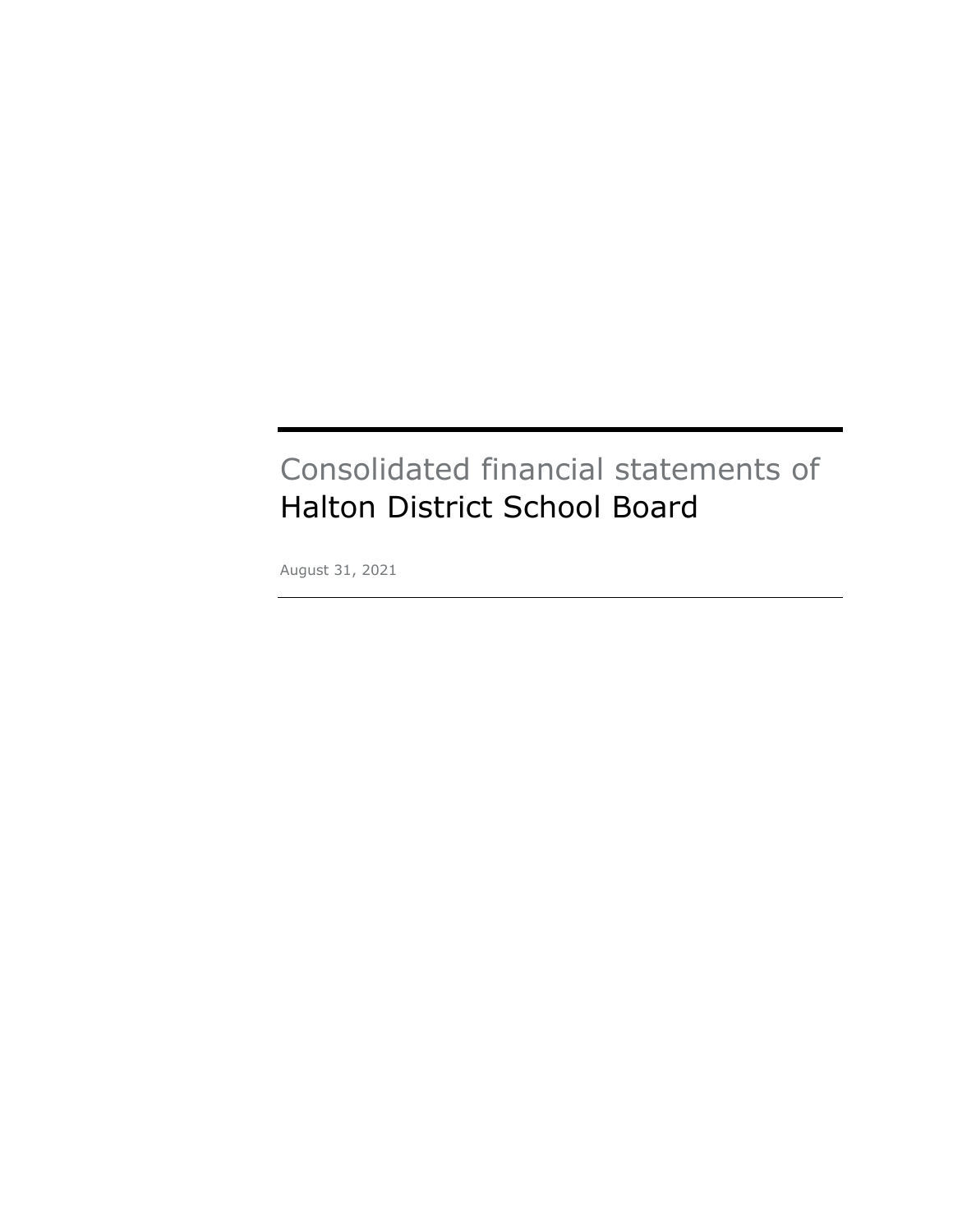# Consolidated financial statements of
# Halton District School Board

August 31, 2021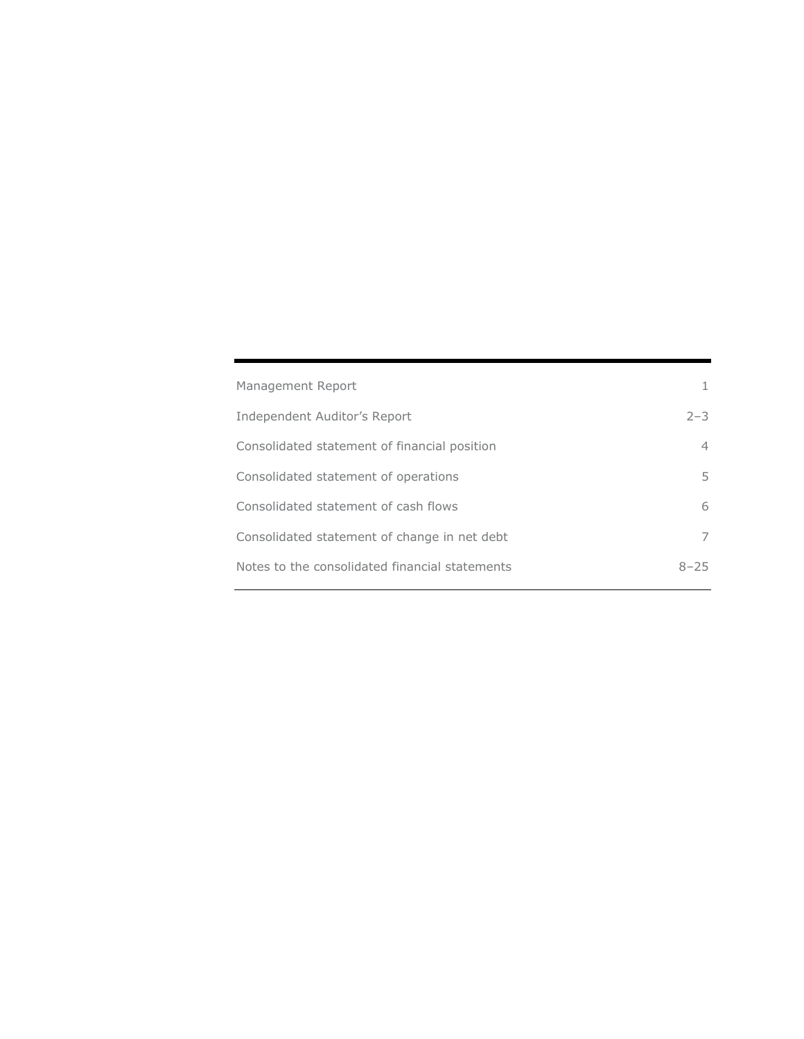| | |
|---|---|
| Management Report | 1 |
| Independent Auditor’s Report | 2–3 |
| Consolidated statement of financial position | 4 |
| Consolidated statement of operations | 5 |
| Consolidated statement of cash flows | 6 |
| Consolidated statement of change in net debt | 7 |
| Notes to the consolidated financial statements | 8–25 |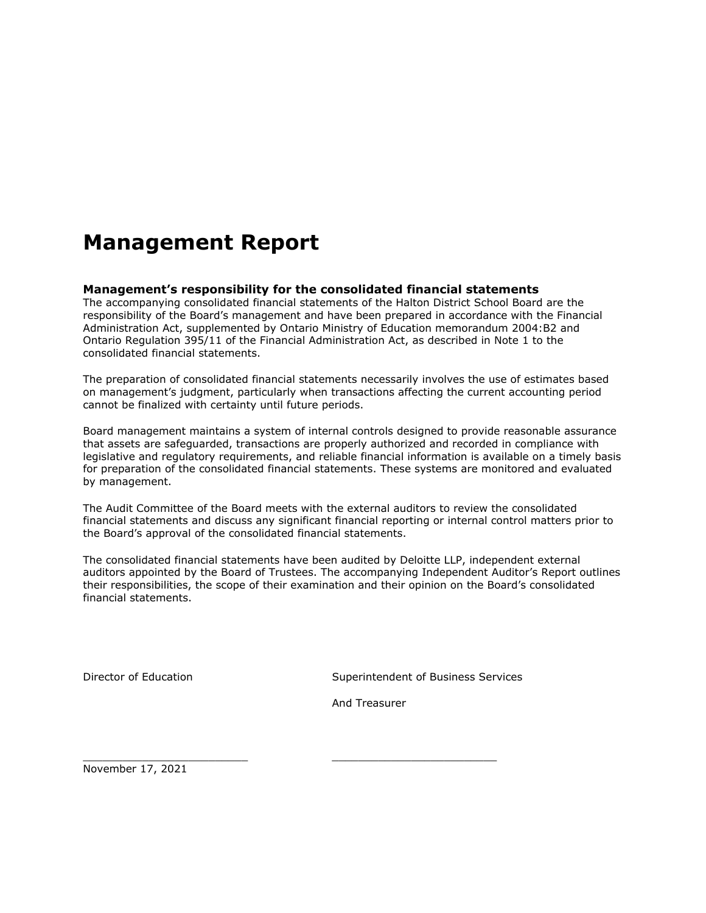# Management Report

### Management's responsibility for the consolidated financial statements

The accompanying consolidated financial statements of the Halton District School Board are the responsibility of the Board's management and have been prepared in accordance with the Financial Administration Act, supplemented by Ontario Ministry of Education memorandum 2004:B2 and Ontario Regulation 395/11 of the Financial Administration Act, as described in Note 1 to the consolidated financial statements.

The preparation of consolidated financial statements necessarily involves the use of estimates based on management's judgment, particularly when transactions affecting the current accounting period cannot be finalized with certainty until future periods.

Board management maintains a system of internal controls designed to provide reasonable assurance that assets are safeguarded, transactions are properly authorized and recorded in compliance with legislative and regulatory requirements, and reliable financial information is available on a timely basis for preparation of the consolidated financial statements. These systems are monitored and evaluated by management.

The Audit Committee of the Board meets with the external auditors to review the consolidated financial statements and discuss any significant financial reporting or internal control matters prior to the Board's approval of the consolidated financial statements.

The consolidated financial statements have been audited by Deloitte LLP, independent external auditors appointed by the Board of Trustees. The accompanying Independent Auditor's Report outlines their responsibilities, the scope of their examination and their opinion on the Board's consolidated financial statements.

Director of Education

Superintendent of Business Services

And Treasurer

_________________________ _________________________

November 17, 2021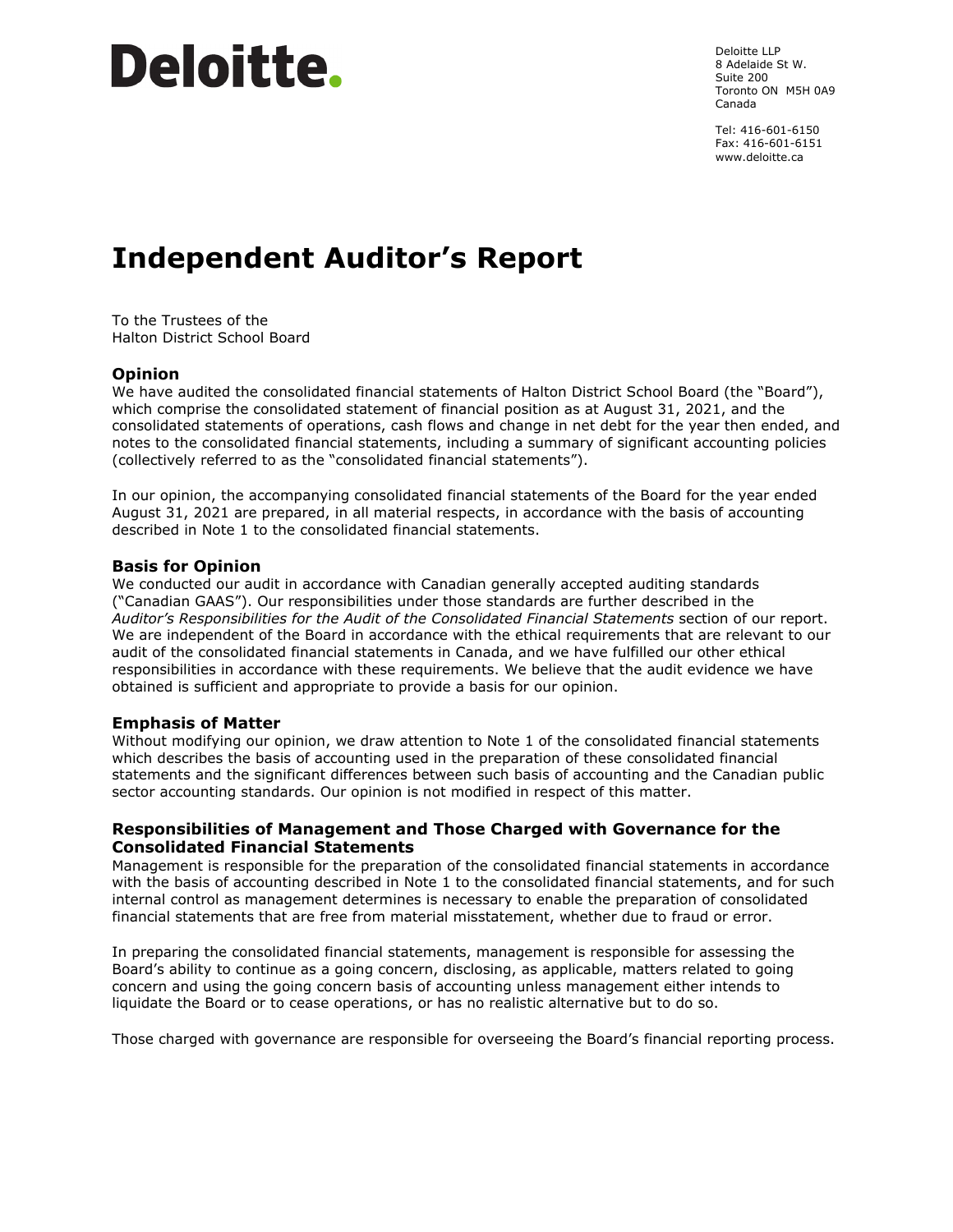**Deloitte.**

Deloitte LLP
8 Adelaide St W.
Suite 200
Toronto ON M5H 0A9
Canada

Tel: 416-601-6150
Fax: 416-601-6151
www.deloitte.ca

# Independent Auditor's Report

To the Trustees of the
Halton District School Board

## Opinion

We have audited the consolidated financial statements of Halton District School Board (the "Board"), which comprise the consolidated statement of financial position as at August 31, 2021, and the consolidated statements of operations, cash flows and change in net debt for the year then ended, and notes to the consolidated financial statements, including a summary of significant accounting policies (collectively referred to as the "consolidated financial statements").

In our opinion, the accompanying consolidated financial statements of the Board for the year ended August 31, 2021 are prepared, in all material respects, in accordance with the basis of accounting described in Note 1 to the consolidated financial statements.

## Basis for Opinion

We conducted our audit in accordance with Canadian generally accepted auditing standards ("Canadian GAAS"). Our responsibilities under those standards are further described in the *Auditor's Responsibilities for the Audit of the Consolidated Financial Statements* section of our report. We are independent of the Board in accordance with the ethical requirements that are relevant to our audit of the consolidated financial statements in Canada, and we have fulfilled our other ethical responsibilities in accordance with these requirements. We believe that the audit evidence we have obtained is sufficient and appropriate to provide a basis for our opinion.

## Emphasis of Matter

Without modifying our opinion, we draw attention to Note 1 of the consolidated financial statements which describes the basis of accounting used in the preparation of these consolidated financial statements and the significant differences between such basis of accounting and the Canadian public sector accounting standards. Our opinion is not modified in respect of this matter.

## Responsibilities of Management and Those Charged with Governance for the Consolidated Financial Statements

Management is responsible for the preparation of the consolidated financial statements in accordance with the basis of accounting described in Note 1 to the consolidated financial statements, and for such internal control as management determines is necessary to enable the preparation of consolidated financial statements that are free from material misstatement, whether due to fraud or error.

In preparing the consolidated financial statements, management is responsible for assessing the Board's ability to continue as a going concern, disclosing, as applicable, matters related to going concern and using the going concern basis of accounting unless management either intends to liquidate the Board or to cease operations, or has no realistic alternative but to do so.

Those charged with governance are responsible for overseeing the Board's financial reporting process.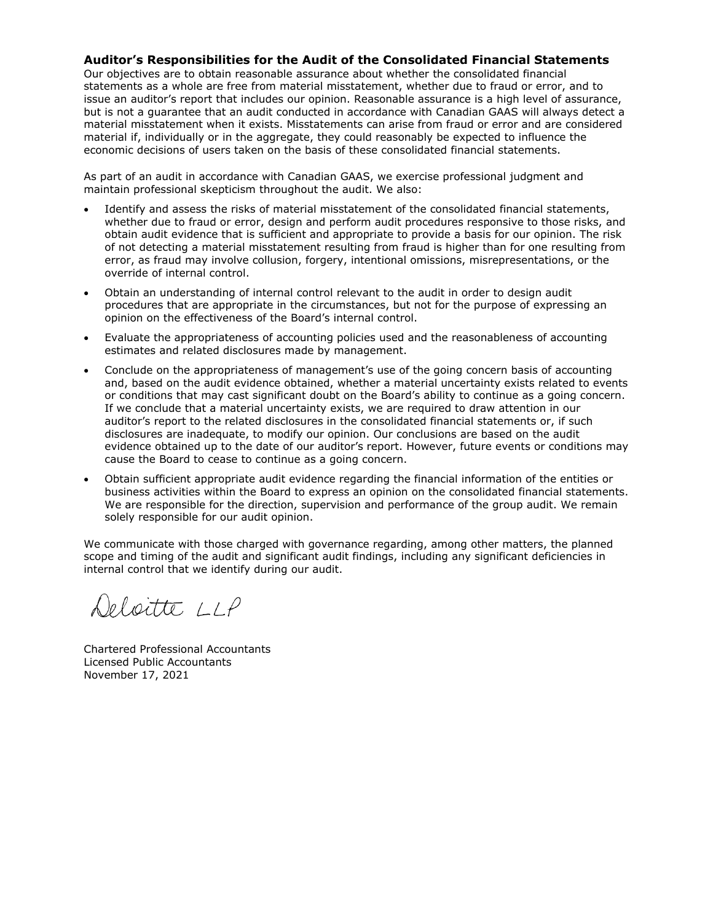## Auditor's Responsibilities for the Audit of the Consolidated Financial Statements

Our objectives are to obtain reasonable assurance about whether the consolidated financial statements as a whole are free from material misstatement, whether due to fraud or error, and to issue an auditor's report that includes our opinion. Reasonable assurance is a high level of assurance, but is not a guarantee that an audit conducted in accordance with Canadian GAAS will always detect a material misstatement when it exists. Misstatements can arise from fraud or error and are considered material if, individually or in the aggregate, they could reasonably be expected to influence the economic decisions of users taken on the basis of these consolidated financial statements.

As part of an audit in accordance with Canadian GAAS, we exercise professional judgment and maintain professional skepticism throughout the audit. We also:

- Identify and assess the risks of material misstatement of the consolidated financial statements, whether due to fraud or error, design and perform audit procedures responsive to those risks, and obtain audit evidence that is sufficient and appropriate to provide a basis for our opinion. The risk of not detecting a material misstatement resulting from fraud is higher than for one resulting from error, as fraud may involve collusion, forgery, intentional omissions, misrepresentations, or the override of internal control.
- Obtain an understanding of internal control relevant to the audit in order to design audit procedures that are appropriate in the circumstances, but not for the purpose of expressing an opinion on the effectiveness of the Board's internal control.
- Evaluate the appropriateness of accounting policies used and the reasonableness of accounting estimates and related disclosures made by management.
- Conclude on the appropriateness of management's use of the going concern basis of accounting and, based on the audit evidence obtained, whether a material uncertainty exists related to events or conditions that may cast significant doubt on the Board's ability to continue as a going concern. If we conclude that a material uncertainty exists, we are required to draw attention in our auditor's report to the related disclosures in the consolidated financial statements or, if such disclosures are inadequate, to modify our opinion. Our conclusions are based on the audit evidence obtained up to the date of our auditor's report. However, future events or conditions may cause the Board to cease to continue as a going concern.
- Obtain sufficient appropriate audit evidence regarding the financial information of the entities or business activities within the Board to express an opinion on the consolidated financial statements. We are responsible for the direction, supervision and performance of the group audit. We remain solely responsible for our audit opinion.

We communicate with those charged with governance regarding, among other matters, the planned scope and timing of the audit and significant audit findings, including any significant deficiencies in internal control that we identify during our audit.

Deloitte LLP

Chartered Professional Accountants
Licensed Public Accountants
November 17, 2021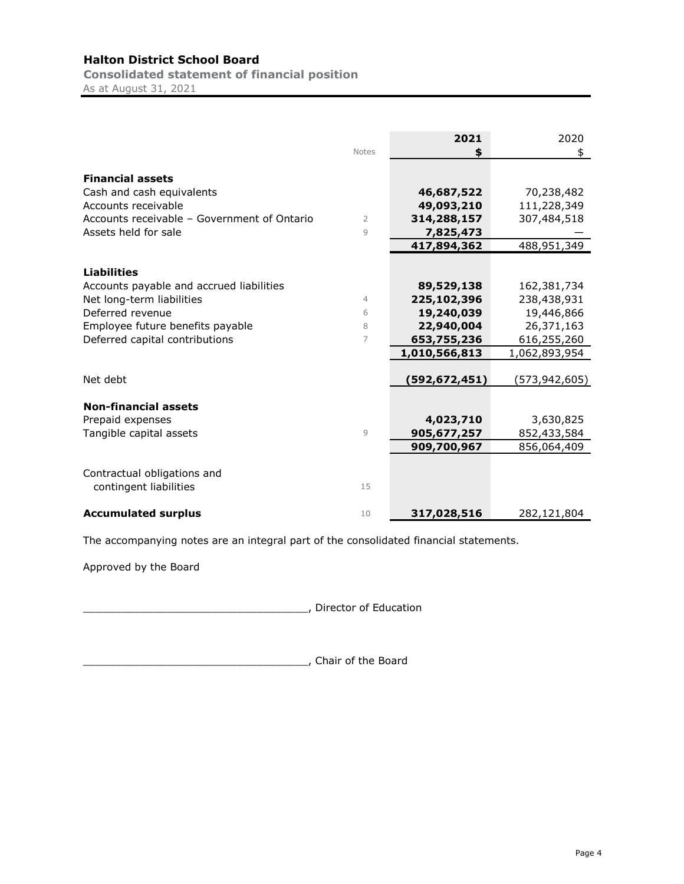# Halton District School Board

**Consolidated statement of financial position**

As at August 31, 2021

| | Notes | 2021 $ | 2020 $ |
|---|---|---|---|
| **Financial assets** | | | |
| Cash and cash equivalents | | **46,687,522** | 70,238,482 |
| Accounts receivable | | **49,093,210** | 111,228,349 |
| Accounts receivable – Government of Ontario | 2 | **314,288,157** | 307,484,518 |
| Assets held for sale | 9 | **7,825,473** | — |
| | | **417,894,362** | 488,951,349 |
| **Liabilities** | | | |
| Accounts payable and accrued liabilities | | **89,529,138** | 162,381,734 |
| Net long-term liabilities | 4 | **225,102,396** | 238,438,931 |
| Deferred revenue | 6 | **19,240,039** | 19,446,866 |
| Employee future benefits payable | 8 | **22,940,004** | 26,371,163 |
| Deferred capital contributions | 7 | **653,755,236** | 616,255,260 |
| | | **1,010,566,813** | 1,062,893,954 |
| Net debt | | **(592,672,451)** | (573,942,605) |
| **Non-financial assets** | | | |
| Prepaid expenses | | **4,023,710** | 3,630,825 |
| Tangible capital assets | 9 | **905,677,257** | 852,433,584 |
| | | **909,700,967** | 856,064,409 |
| Contractual obligations and contingent liabilities | 15 | | |
| **Accumulated surplus** | 10 | **317,028,516** | 282,121,804 |

The accompanying notes are an integral part of the consolidated financial statements.

Approved by the Board

___________________________________, Director of Education

___________________________________, Chair of the Board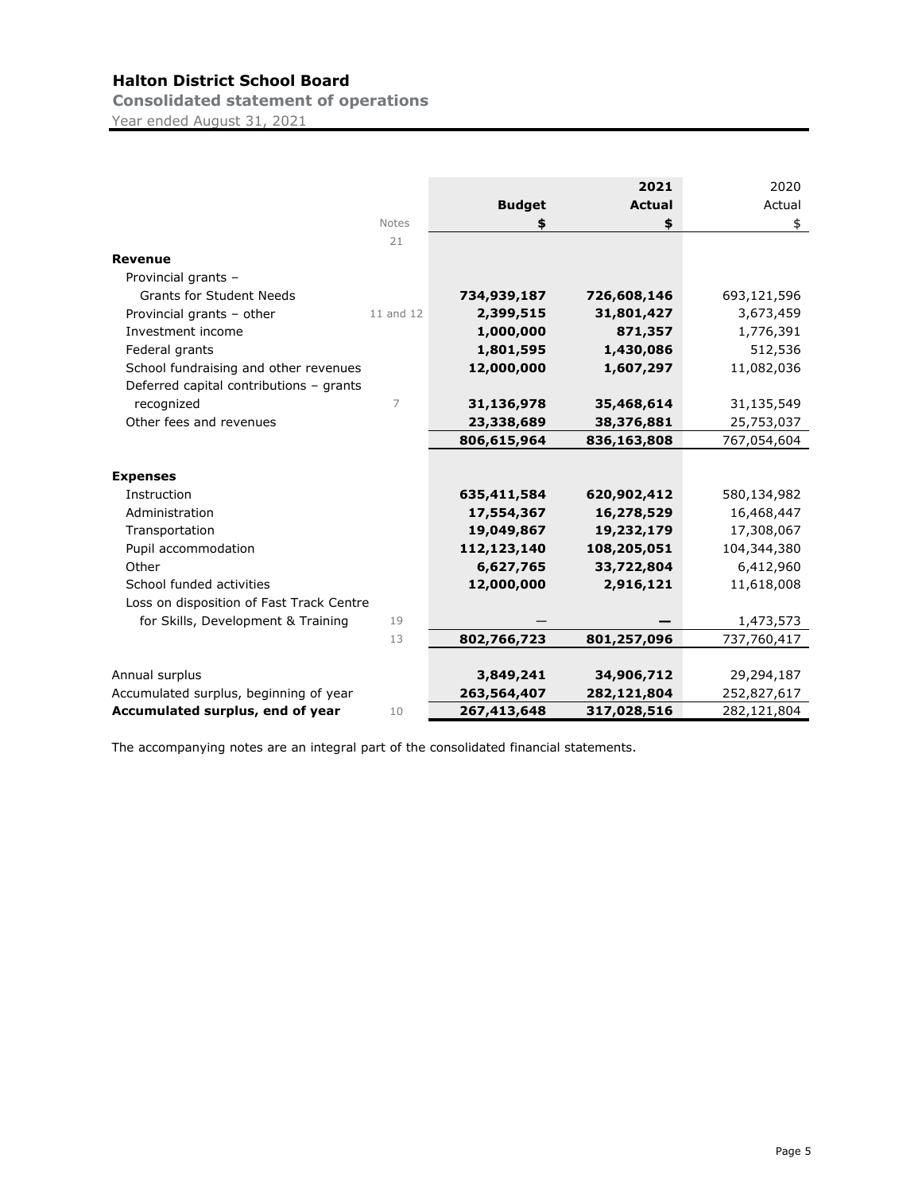# Halton District School Board

**Consolidated statement of operations**

Year ended August 31, 2021

| | Notes | Budget<br>$ | 2021<br>Actual<br>$ | 2020<br>Actual<br>$ |
|---|---|---|---|---|
| | 21 | | | |
| **Revenue** | | | | |
| Provincial grants – Grants for Student Needs | | **734,939,187** | **726,608,146** | 693,121,596 |
| Provincial grants – other | 11 and 12 | **2,399,515** | **31,801,427** | 3,673,459 |
| Investment income | | **1,000,000** | **871,357** | 1,776,391 |
| Federal grants | | **1,801,595** | **1,430,086** | 512,536 |
| School fundraising and other revenues | | **12,000,000** | **1,607,297** | 11,082,036 |
| Deferred capital contributions – grants recognized | 7 | **31,136,978** | **35,468,614** | 31,135,549 |
| Other fees and revenues | | **23,338,689** | **38,376,881** | 25,753,037 |
| | | **806,615,964** | **836,163,808** | 767,054,604 |
| **Expenses** | | | | |
| Instruction | | **635,411,584** | **620,902,412** | 580,134,982 |
| Administration | | **17,554,367** | **16,278,529** | 16,468,447 |
| Transportation | | **19,049,867** | **19,232,179** | 17,308,067 |
| Pupil accommodation | | **112,123,140** | **108,205,051** | 104,344,380 |
| Other | | **6,627,765** | **33,722,804** | 6,412,960 |
| School funded activities | | **12,000,000** | **2,916,121** | 11,618,008 |
| Loss on disposition of Fast Track Centre for Skills, Development & Training | 19 | — | **—** | 1,473,573 |
| | 13 | **802,766,723** | **801,257,096** | 737,760,417 |
| Annual surplus | | **3,849,241** | **34,906,712** | 29,294,187 |
| Accumulated surplus, beginning of year | | **263,564,407** | **282,121,804** | 252,827,617 |
| **Accumulated surplus, end of year** | 10 | **267,413,648** | **317,028,516** | 282,121,804 |

The accompanying notes are an integral part of the consolidated financial statements.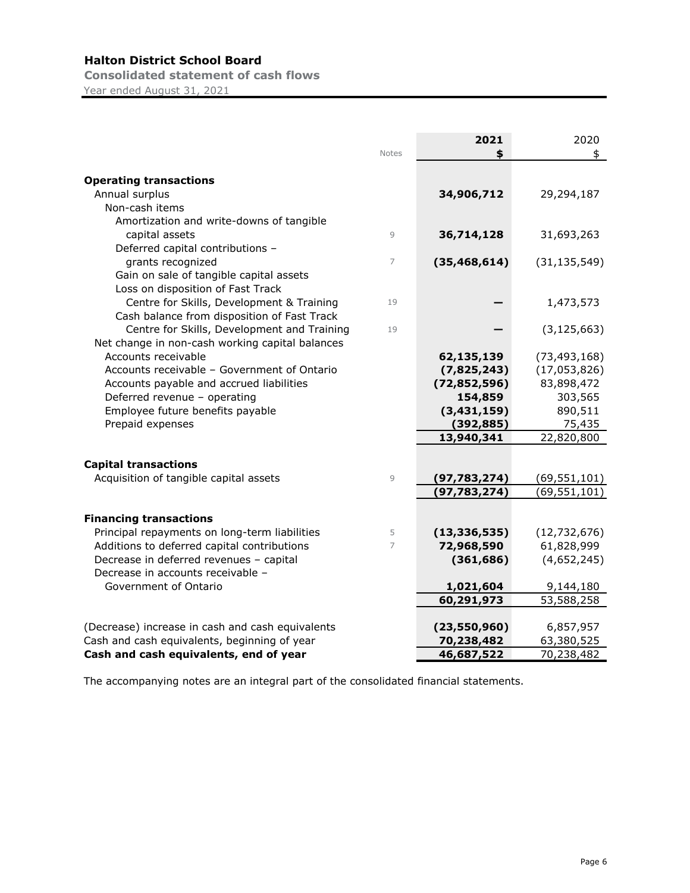# Halton District School Board

**Consolidated statement of cash flows**

Year ended August 31, 2021

| | Notes | 2021 $ | 2020 $ |
|---|---|---|---|
| **Operating transactions** | | | |
| Annual surplus | | **34,906,712** | 29,294,187 |
| Non-cash items | | | |
| Amortization and write-downs of tangible capital assets | 9 | **36,714,128** | 31,693,263 |
| Deferred capital contributions – grants recognized | 7 | **(35,468,614)** | (31,135,549) |
| Gain on sale of tangible capital assets | | | |
| Loss on disposition of Fast Track Centre for Skills, Development & Training | 19 | **—** | 1,473,573 |
| Cash balance from disposition of Fast Track Centre for Skills, Development and Training | 19 | **—** | (3,125,663) |
| Net change in non-cash working capital balances | | | |
| Accounts receivable | | **62,135,139** | (73,493,168) |
| Accounts receivable – Government of Ontario | | **(7,825,243)** | (17,053,826) |
| Accounts payable and accrued liabilities | | **(72,852,596)** | 83,898,472 |
| Deferred revenue – operating | | **154,859** | 303,565 |
| Employee future benefits payable | | **(3,431,159)** | 890,511 |
| Prepaid expenses | | **(392,885)** | 75,435 |
| | | **13,940,341** | 22,820,800 |
| **Capital transactions** | | | |
| Acquisition of tangible capital assets | 9 | **(97,783,274)** | (69,551,101) |
| | | **(97,783,274)** | (69,551,101) |
| **Financing transactions** | | | |
| Principal repayments on long-term liabilities | 5 | **(13,336,535)** | (12,732,676) |
| Additions to deferred capital contributions | 7 | **72,968,590** | 61,828,999 |
| Decrease in deferred revenues – capital | | **(361,686)** | (4,652,245) |
| Decrease in accounts receivable – Government of Ontario | | **1,021,604** | 9,144,180 |
| | | **60,291,973** | 53,588,258 |
| (Decrease) increase in cash and cash equivalents | | **(23,550,960)** | 6,857,957 |
| Cash and cash equivalents, beginning of year | | **70,238,482** | 63,380,525 |
| **Cash and cash equivalents, end of year** | | **46,687,522** | 70,238,482 |

The accompanying notes are an integral part of the consolidated financial statements.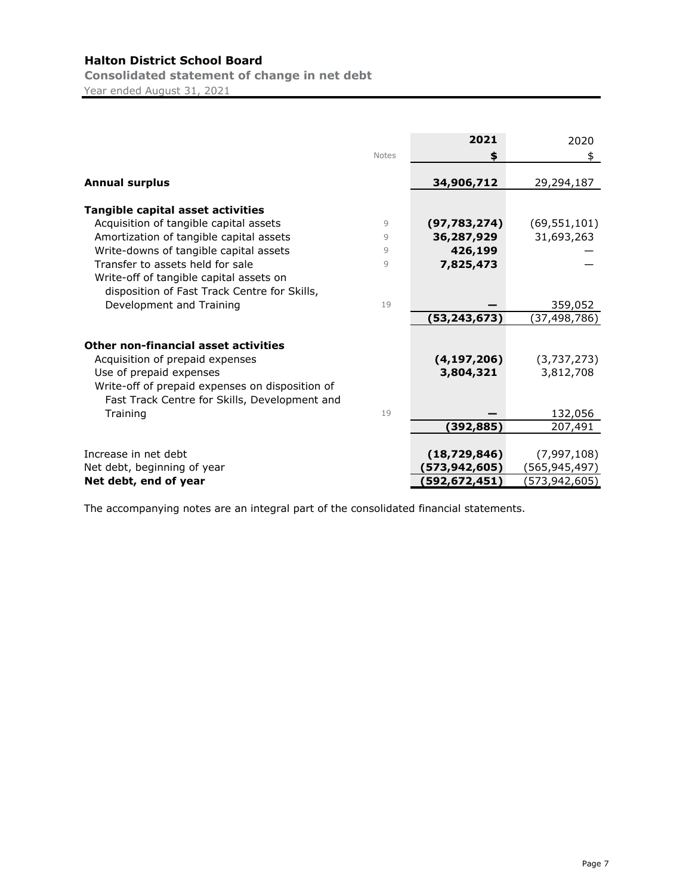# Halton District School Board

**Consolidated statement of change in net debt**

Year ended August 31, 2021

| | Notes | 2021 | 2020 |
|---|---|---|---|
| | | **$** | $ |
| **Annual surplus** | | **34,906,712** | 29,294,187 |
| | | | |
| **Tangible capital asset activities** | | | |
| Acquisition of tangible capital assets | 9 | **(97,783,274)** | (69,551,101) |
| Amortization of tangible capital assets | 9 | **36,287,929** | 31,693,263 |
| Write-downs of tangible capital assets | 9 | **426,199** | — |
| Transfer to assets held for sale | 9 | **7,825,473** | — |
| Write-off of tangible capital assets on disposition of Fast Track Centre for Skills, Development and Training | 19 | **—** | 359,052 |
| | | **(53,243,673)** | (37,498,786) |
| | | | |
| **Other non-financial asset activities** | | | |
| Acquisition of prepaid expenses | | **(4,197,206)** | (3,737,273) |
| Use of prepaid expenses | | **3,804,321** | 3,812,708 |
| Write-off of prepaid expenses on disposition of Fast Track Centre for Skills, Development and Training | 19 | **—** | 132,056 |
| | | **(392,885)** | 207,491 |
| | | | |
| Increase in net debt | | **(18,729,846)** | (7,997,108) |
| Net debt, beginning of year | | **(573,942,605)** | (565,945,497) |
| **Net debt, end of year** | | **(592,672,451)** | (573,942,605) |

The accompanying notes are an integral part of the consolidated financial statements.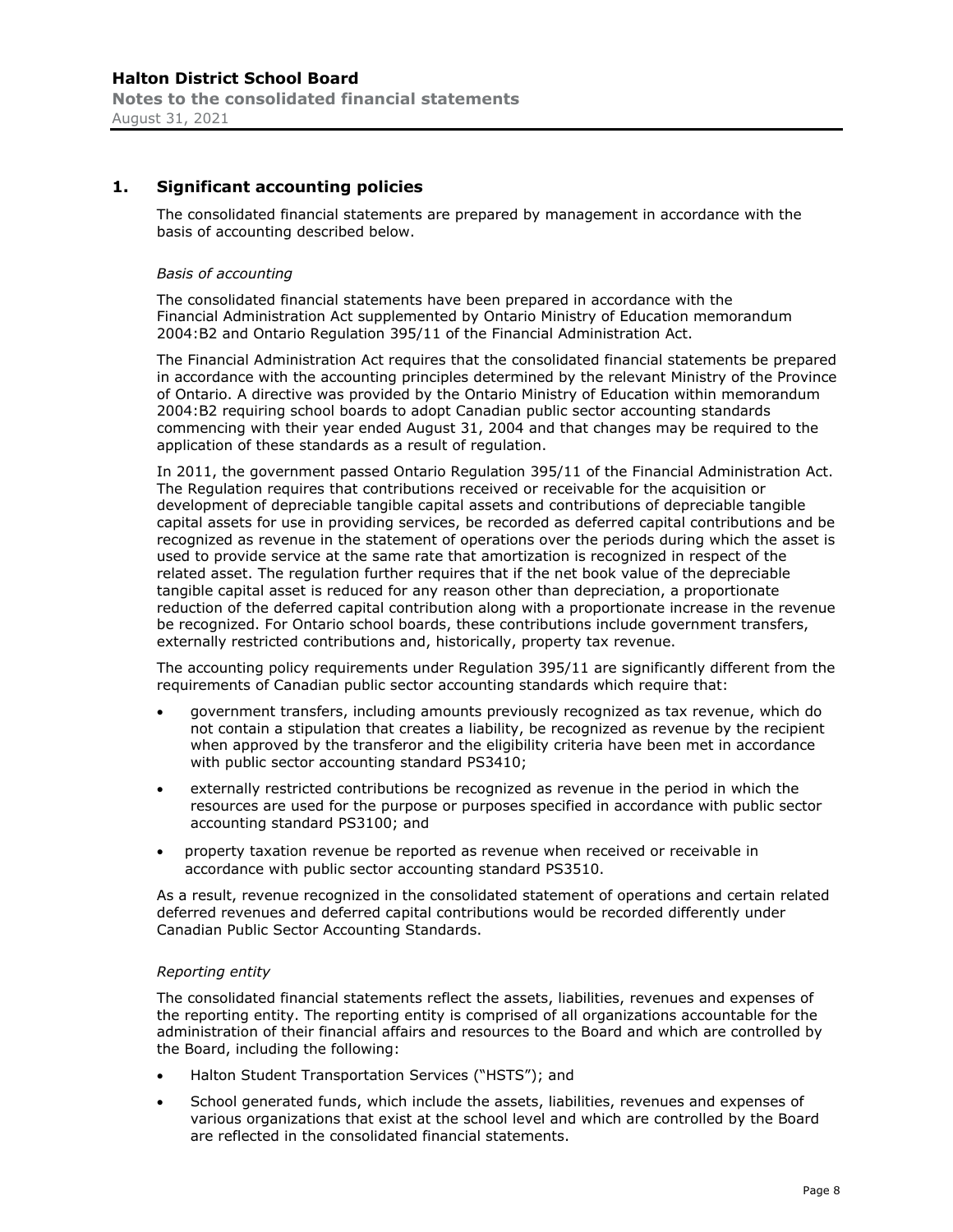## 1. Significant accounting policies

The consolidated financial statements are prepared by management in accordance with the basis of accounting described below.

*Basis of accounting*

The consolidated financial statements have been prepared in accordance with the Financial Administration Act supplemented by Ontario Ministry of Education memorandum 2004:B2 and Ontario Regulation 395/11 of the Financial Administration Act.

The Financial Administration Act requires that the consolidated financial statements be prepared in accordance with the accounting principles determined by the relevant Ministry of the Province of Ontario. A directive was provided by the Ontario Ministry of Education within memorandum 2004:B2 requiring school boards to adopt Canadian public sector accounting standards commencing with their year ended August 31, 2004 and that changes may be required to the application of these standards as a result of regulation.

In 2011, the government passed Ontario Regulation 395/11 of the Financial Administration Act. The Regulation requires that contributions received or receivable for the acquisition or development of depreciable tangible capital assets and contributions of depreciable tangible capital assets for use in providing services, be recorded as deferred capital contributions and be recognized as revenue in the statement of operations over the periods during which the asset is used to provide service at the same rate that amortization is recognized in respect of the related asset. The regulation further requires that if the net book value of the depreciable tangible capital asset is reduced for any reason other than depreciation, a proportionate reduction of the deferred capital contribution along with a proportionate increase in the revenue be recognized. For Ontario school boards, these contributions include government transfers, externally restricted contributions and, historically, property tax revenue.

The accounting policy requirements under Regulation 395/11 are significantly different from the requirements of Canadian public sector accounting standards which require that:

- government transfers, including amounts previously recognized as tax revenue, which do not contain a stipulation that creates a liability, be recognized as revenue by the recipient when approved by the transferor and the eligibility criteria have been met in accordance with public sector accounting standard PS3410;
- externally restricted contributions be recognized as revenue in the period in which the resources are used for the purpose or purposes specified in accordance with public sector accounting standard PS3100; and
- property taxation revenue be reported as revenue when received or receivable in accordance with public sector accounting standard PS3510.

As a result, revenue recognized in the consolidated statement of operations and certain related deferred revenues and deferred capital contributions would be recorded differently under Canadian Public Sector Accounting Standards.

*Reporting entity*

The consolidated financial statements reflect the assets, liabilities, revenues and expenses of the reporting entity. The reporting entity is comprised of all organizations accountable for the administration of their financial affairs and resources to the Board and which are controlled by the Board, including the following:

- Halton Student Transportation Services ("HSTS"); and
- School generated funds, which include the assets, liabilities, revenues and expenses of various organizations that exist at the school level and which are controlled by the Board are reflected in the consolidated financial statements.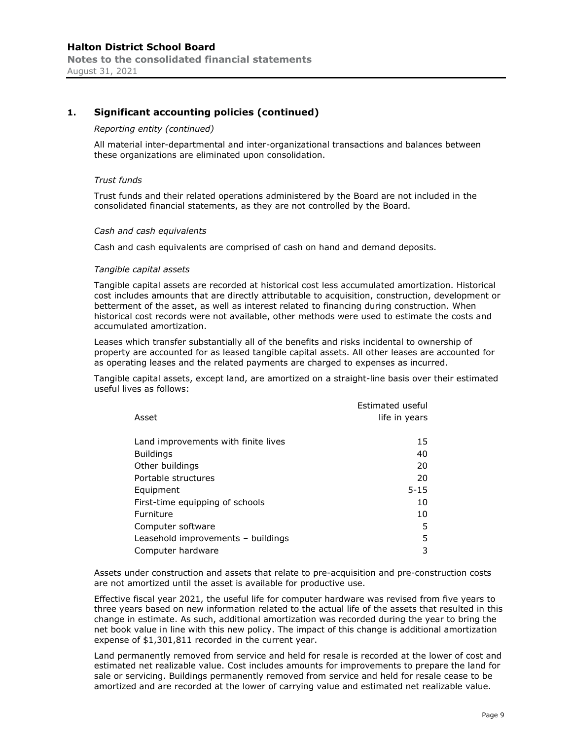## 1. Significant accounting policies (continued)

*Reporting entity (continued)*

All material inter-departmental and inter-organizational transactions and balances between these organizations are eliminated upon consolidation.

*Trust funds*

Trust funds and their related operations administered by the Board are not included in the consolidated financial statements, as they are not controlled by the Board.

*Cash and cash equivalents*

Cash and cash equivalents are comprised of cash on hand and demand deposits.

*Tangible capital assets*

Tangible capital assets are recorded at historical cost less accumulated amortization. Historical cost includes amounts that are directly attributable to acquisition, construction, development or betterment of the asset, as well as interest related to financing during construction. When historical cost records were not available, other methods were used to estimate the costs and accumulated amortization.

Leases which transfer substantially all of the benefits and risks incidental to ownership of property are accounted for as leased tangible capital assets. All other leases are accounted for as operating leases and the related payments are charged to expenses as incurred.

Tangible capital assets, except land, are amortized on a straight-line basis over their estimated useful lives as follows:

| Asset | Estimated useful life in years |
|---|---|
| Land improvements with finite lives | 15 |
| Buildings | 40 |
| Other buildings | 20 |
| Portable structures | 20 |
| Equipment | 5-15 |
| First-time equipping of schools | 10 |
| Furniture | 10 |
| Computer software | 5 |
| Leasehold improvements – buildings | 5 |
| Computer hardware | 3 |

Assets under construction and assets that relate to pre-acquisition and pre-construction costs are not amortized until the asset is available for productive use.

Effective fiscal year 2021, the useful life for computer hardware was revised from five years to three years based on new information related to the actual life of the assets that resulted in this change in estimate. As such, additional amortization was recorded during the year to bring the net book value in line with this new policy. The impact of this change is additional amortization expense of $1,301,811 recorded in the current year.

Land permanently removed from service and held for resale is recorded at the lower of cost and estimated net realizable value. Cost includes amounts for improvements to prepare the land for sale or servicing. Buildings permanently removed from service and held for resale cease to be amortized and are recorded at the lower of carrying value and estimated net realizable value.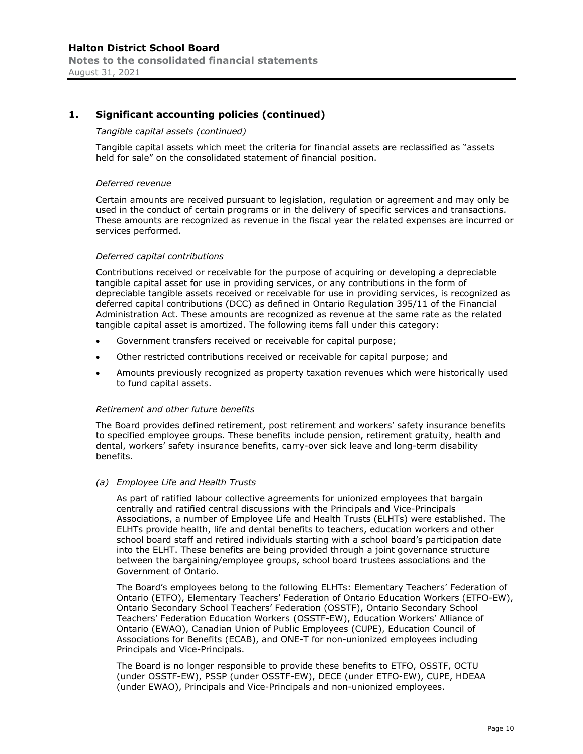## 1. Significant accounting policies (continued)

*Tangible capital assets (continued)*

Tangible capital assets which meet the criteria for financial assets are reclassified as "assets held for sale" on the consolidated statement of financial position.

*Deferred revenue*

Certain amounts are received pursuant to legislation, regulation or agreement and may only be used in the conduct of certain programs or in the delivery of specific services and transactions. These amounts are recognized as revenue in the fiscal year the related expenses are incurred or services performed.

*Deferred capital contributions*

Contributions received or receivable for the purpose of acquiring or developing a depreciable tangible capital asset for use in providing services, or any contributions in the form of depreciable tangible assets received or receivable for use in providing services, is recognized as deferred capital contributions (DCC) as defined in Ontario Regulation 395/11 of the Financial Administration Act. These amounts are recognized as revenue at the same rate as the related tangible capital asset is amortized. The following items fall under this category:

- Government transfers received or receivable for capital purpose;
- Other restricted contributions received or receivable for capital purpose; and
- Amounts previously recognized as property taxation revenues which were historically used to fund capital assets.

*Retirement and other future benefits*

The Board provides defined retirement, post retirement and workers' safety insurance benefits to specified employee groups. These benefits include pension, retirement gratuity, health and dental, workers' safety insurance benefits, carry-over sick leave and long-term disability benefits.

*(a) Employee Life and Health Trusts*

As part of ratified labour collective agreements for unionized employees that bargain centrally and ratified central discussions with the Principals and Vice-Principals Associations, a number of Employee Life and Health Trusts (ELHTs) were established. The ELHTs provide health, life and dental benefits to teachers, education workers and other school board staff and retired individuals starting with a school board's participation date into the ELHT. These benefits are being provided through a joint governance structure between the bargaining/employee groups, school board trustees associations and the Government of Ontario.

The Board's employees belong to the following ELHTs: Elementary Teachers' Federation of Ontario (ETFO), Elementary Teachers' Federation of Ontario Education Workers (ETFO-EW), Ontario Secondary School Teachers' Federation (OSSTF), Ontario Secondary School Teachers' Federation Education Workers (OSSTF-EW), Education Workers' Alliance of Ontario (EWAO), Canadian Union of Public Employees (CUPE), Education Council of Associations for Benefits (ECAB), and ONE-T for non-unionized employees including Principals and Vice-Principals.

The Board is no longer responsible to provide these benefits to ETFO, OSSTF, OCTU (under OSSTF-EW), PSSP (under OSSTF-EW), DECE (under ETFO-EW), CUPE, HDEAA (under EWAO), Principals and Vice-Principals and non-unionized employees.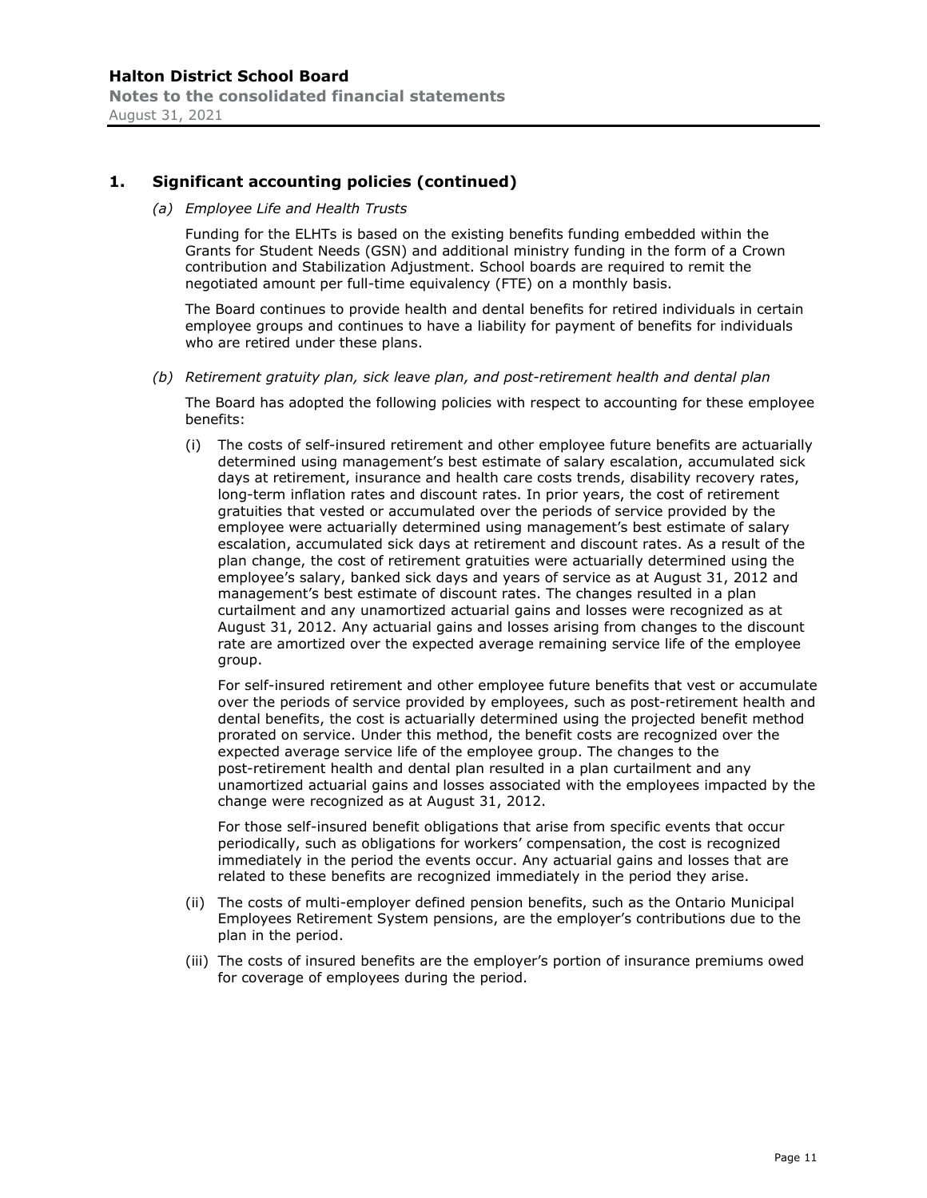## 1. Significant accounting policies (continued)

*(a) Employee Life and Health Trusts*

Funding for the ELHTs is based on the existing benefits funding embedded within the Grants for Student Needs (GSN) and additional ministry funding in the form of a Crown contribution and Stabilization Adjustment. School boards are required to remit the negotiated amount per full-time equivalency (FTE) on a monthly basis.

The Board continues to provide health and dental benefits for retired individuals in certain employee groups and continues to have a liability for payment of benefits for individuals who are retired under these plans.

*(b) Retirement gratuity plan, sick leave plan, and post-retirement health and dental plan*

The Board has adopted the following policies with respect to accounting for these employee benefits:

(i) The costs of self-insured retirement and other employee future benefits are actuarially determined using management's best estimate of salary escalation, accumulated sick days at retirement, insurance and health care costs trends, disability recovery rates, long-term inflation rates and discount rates. In prior years, the cost of retirement gratuities that vested or accumulated over the periods of service provided by the employee were actuarially determined using management's best estimate of salary escalation, accumulated sick days at retirement and discount rates. As a result of the plan change, the cost of retirement gratuities were actuarially determined using the employee's salary, banked sick days and years of service as at August 31, 2012 and management's best estimate of discount rates. The changes resulted in a plan curtailment and any unamortized actuarial gains and losses were recognized as at August 31, 2012. Any actuarial gains and losses arising from changes to the discount rate are amortized over the expected average remaining service life of the employee group.

For self-insured retirement and other employee future benefits that vest or accumulate over the periods of service provided by employees, such as post-retirement health and dental benefits, the cost is actuarially determined using the projected benefit method prorated on service. Under this method, the benefit costs are recognized over the expected average service life of the employee group. The changes to the post-retirement health and dental plan resulted in a plan curtailment and any unamortized actuarial gains and losses associated with the employees impacted by the change were recognized as at August 31, 2012.

For those self-insured benefit obligations that arise from specific events that occur periodically, such as obligations for workers' compensation, the cost is recognized immediately in the period the events occur. Any actuarial gains and losses that are related to these benefits are recognized immediately in the period they arise.

(ii) The costs of multi-employer defined pension benefits, such as the Ontario Municipal Employees Retirement System pensions, are the employer's contributions due to the plan in the period.

(iii) The costs of insured benefits are the employer's portion of insurance premiums owed for coverage of employees during the period.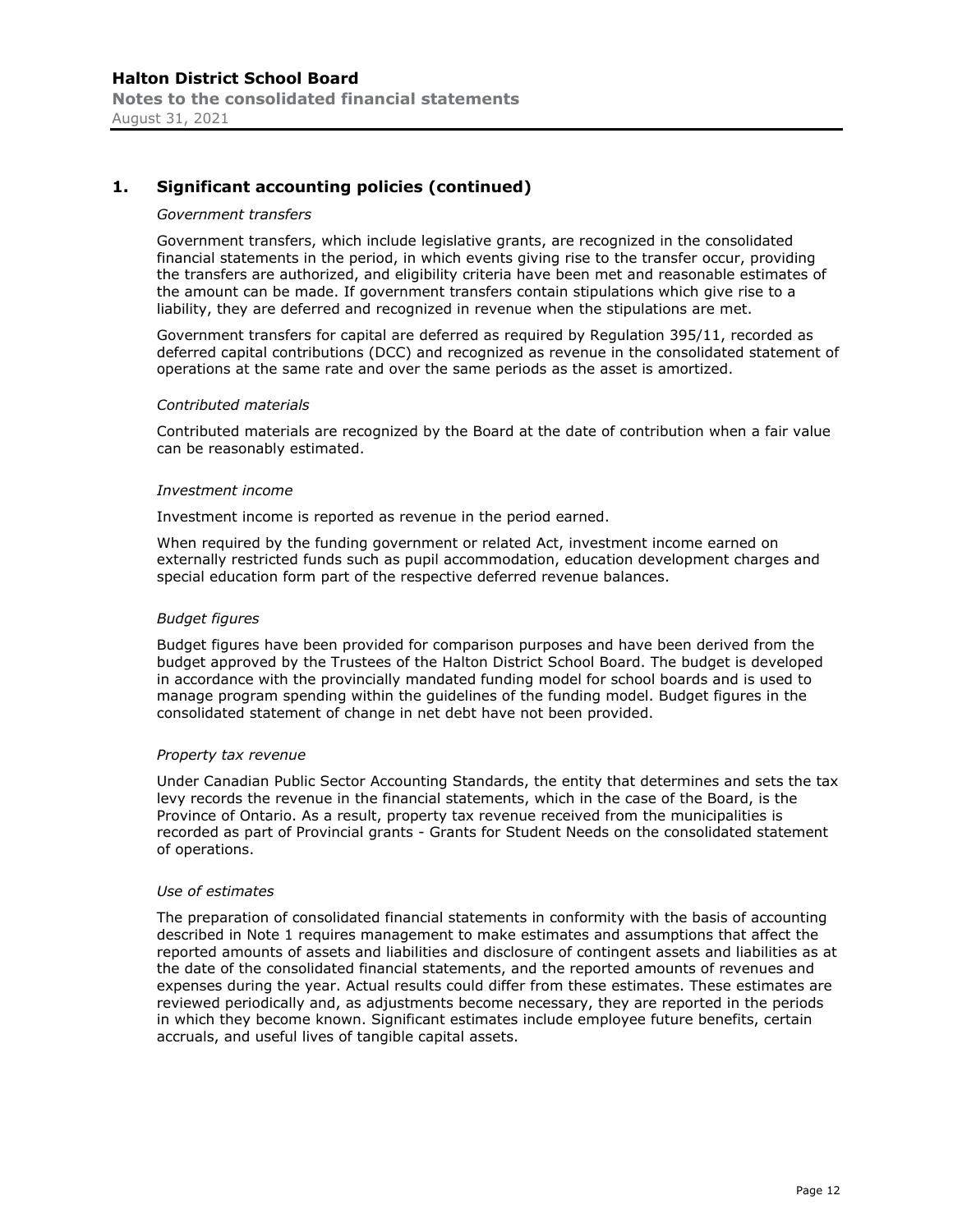## 1. Significant accounting policies (continued)

*Government transfers*

Government transfers, which include legislative grants, are recognized in the consolidated financial statements in the period, in which events giving rise to the transfer occur, providing the transfers are authorized, and eligibility criteria have been met and reasonable estimates of the amount can be made. If government transfers contain stipulations which give rise to a liability, they are deferred and recognized in revenue when the stipulations are met.

Government transfers for capital are deferred as required by Regulation 395/11, recorded as deferred capital contributions (DCC) and recognized as revenue in the consolidated statement of operations at the same rate and over the same periods as the asset is amortized.

*Contributed materials*

Contributed materials are recognized by the Board at the date of contribution when a fair value can be reasonably estimated.

*Investment income*

Investment income is reported as revenue in the period earned.

When required by the funding government or related Act, investment income earned on externally restricted funds such as pupil accommodation, education development charges and special education form part of the respective deferred revenue balances.

*Budget figures*

Budget figures have been provided for comparison purposes and have been derived from the budget approved by the Trustees of the Halton District School Board. The budget is developed in accordance with the provincially mandated funding model for school boards and is used to manage program spending within the guidelines of the funding model. Budget figures in the consolidated statement of change in net debt have not been provided.

*Property tax revenue*

Under Canadian Public Sector Accounting Standards, the entity that determines and sets the tax levy records the revenue in the financial statements, which in the case of the Board, is the Province of Ontario. As a result, property tax revenue received from the municipalities is recorded as part of Provincial grants - Grants for Student Needs on the consolidated statement of operations.

*Use of estimates*

The preparation of consolidated financial statements in conformity with the basis of accounting described in Note 1 requires management to make estimates and assumptions that affect the reported amounts of assets and liabilities and disclosure of contingent assets and liabilities as at the date of the consolidated financial statements, and the reported amounts of revenues and expenses during the year. Actual results could differ from these estimates. These estimates are reviewed periodically and, as adjustments become necessary, they are reported in the periods in which they become known. Significant estimates include employee future benefits, certain accruals, and useful lives of tangible capital assets.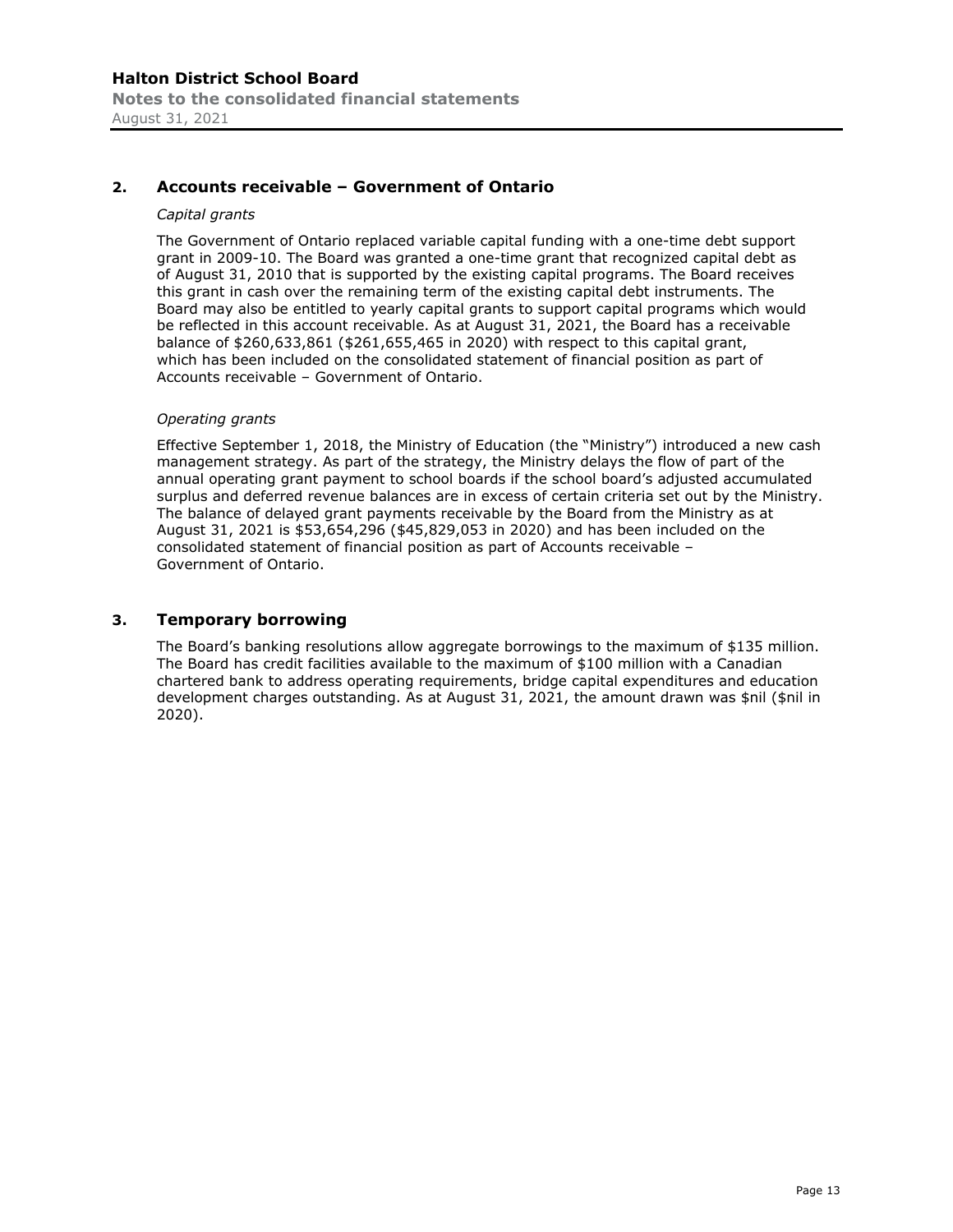## 2. Accounts receivable – Government of Ontario

*Capital grants*

The Government of Ontario replaced variable capital funding with a one-time debt support grant in 2009-10. The Board was granted a one-time grant that recognized capital debt as of August 31, 2010 that is supported by the existing capital programs. The Board receives this grant in cash over the remaining term of the existing capital debt instruments. The Board may also be entitled to yearly capital grants to support capital programs which would be reflected in this account receivable. As at August 31, 2021, the Board has a receivable balance of $260,633,861 ($261,655,465 in 2020) with respect to this capital grant, which has been included on the consolidated statement of financial position as part of Accounts receivable – Government of Ontario.

*Operating grants*

Effective September 1, 2018, the Ministry of Education (the "Ministry") introduced a new cash management strategy. As part of the strategy, the Ministry delays the flow of part of the annual operating grant payment to school boards if the school board's adjusted accumulated surplus and deferred revenue balances are in excess of certain criteria set out by the Ministry. The balance of delayed grant payments receivable by the Board from the Ministry as at August 31, 2021 is $53,654,296 ($45,829,053 in 2020) and has been included on the consolidated statement of financial position as part of Accounts receivable – Government of Ontario.

## 3. Temporary borrowing

The Board's banking resolutions allow aggregate borrowings to the maximum of $135 million. The Board has credit facilities available to the maximum of $100 million with a Canadian chartered bank to address operating requirements, bridge capital expenditures and education development charges outstanding. As at August 31, 2021, the amount drawn was $nil ($nil in 2020).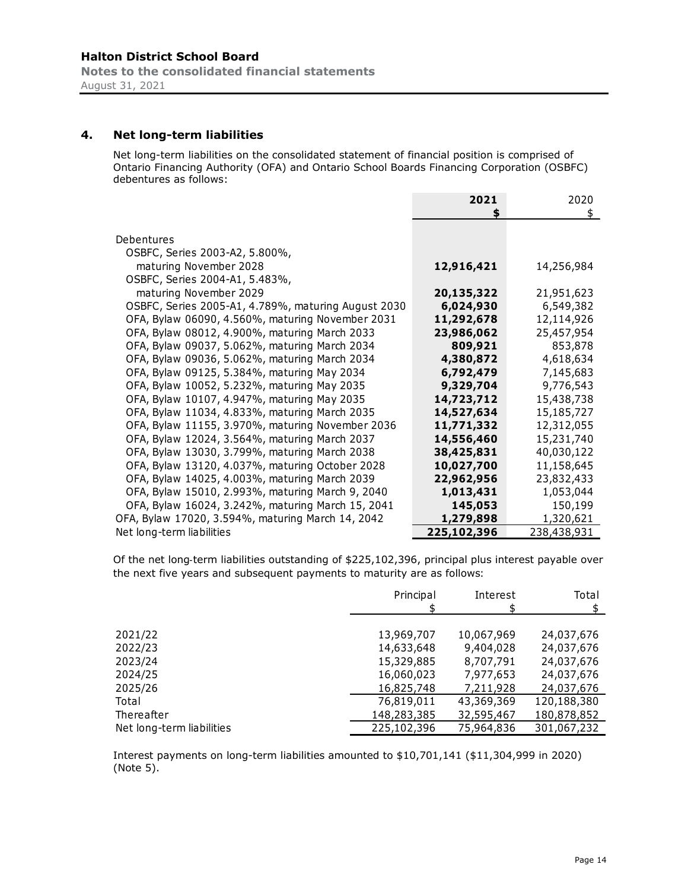## 4. Net long-term liabilities

Net long-term liabilities on the consolidated statement of financial position is comprised of Ontario Financing Authority (OFA) and Ontario School Boards Financing Corporation (OSBFC) debentures as follows:

| | **2021** **$** | 2020 $ |
|---|---|---|
| Debentures | | |
| OSBFC, Series 2003-A2, 5.800%, maturing November 2028 | **12,916,421** | 14,256,984 |
| OSBFC, Series 2004-A1, 5.483%, maturing November 2029 | **20,135,322** | 21,951,623 |
| OSBFC, Series 2005-A1, 4.789%, maturing August 2030 | **6,024,930** | 6,549,382 |
| OFA, Bylaw 06090, 4.560%, maturing November 2031 | **11,292,678** | 12,114,926 |
| OFA, Bylaw 08012, 4.900%, maturing March 2033 | **23,986,062** | 25,457,954 |
| OFA, Bylaw 09037, 5.062%, maturing March 2034 | **809,921** | 853,878 |
| OFA, Bylaw 09036, 5.062%, maturing March 2034 | **4,380,872** | 4,618,634 |
| OFA, Bylaw 09125, 5.384%, maturing May 2034 | **6,792,479** | 7,145,683 |
| OFA, Bylaw 10052, 5.232%, maturing May 2035 | **9,329,704** | 9,776,543 |
| OFA, Bylaw 10107, 4.947%, maturing May 2035 | **14,723,712** | 15,438,738 |
| OFA, Bylaw 11034, 4.833%, maturing March 2035 | **14,527,634** | 15,185,727 |
| OFA, Bylaw 11155, 3.970%, maturing November 2036 | **11,771,332** | 12,312,055 |
| OFA, Bylaw 12024, 3.564%, maturing March 2037 | **14,556,460** | 15,231,740 |
| OFA, Bylaw 13030, 3.799%, maturing March 2038 | **38,425,831** | 40,030,122 |
| OFA, Bylaw 13120, 4.037%, maturing October 2028 | **10,027,700** | 11,158,645 |
| OFA, Bylaw 14025, 4.003%, maturing March 2039 | **22,962,956** | 23,832,433 |
| OFA, Bylaw 15010, 2.993%, maturing March 9, 2040 | **1,013,431** | 1,053,044 |
| OFA, Bylaw 16024, 3.242%, maturing March 15, 2041 | **145,053** | 150,199 |
| OFA, Bylaw 17020, 3.594%, maturing March 14, 2042 | **1,279,898** | 1,320,621 |
| Net long-term liabilities | **225,102,396** | 238,438,931 |

Of the net long-term liabilities outstanding of $225,102,396, principal plus interest payable over the next five years and subsequent payments to maturity are as follows:

| | Principal $ | Interest $ | Total $ |
|---|---|---|---|
| 2021/22 | 13,969,707 | 10,067,969 | 24,037,676 |
| 2022/23 | 14,633,648 | 9,404,028 | 24,037,676 |
| 2023/24 | 15,329,885 | 8,707,791 | 24,037,676 |
| 2024/25 | 16,060,023 | 7,977,653 | 24,037,676 |
| 2025/26 | 16,825,748 | 7,211,928 | 24,037,676 |
| Total | 76,819,011 | 43,369,369 | 120,188,380 |
| Thereafter | 148,283,385 | 32,595,467 | 180,878,852 |
| Net long-term liabilities | 225,102,396 | 75,964,836 | 301,067,232 |

Interest payments on long-term liabilities amounted to $10,701,141 ($11,304,999 in 2020) (Note 5).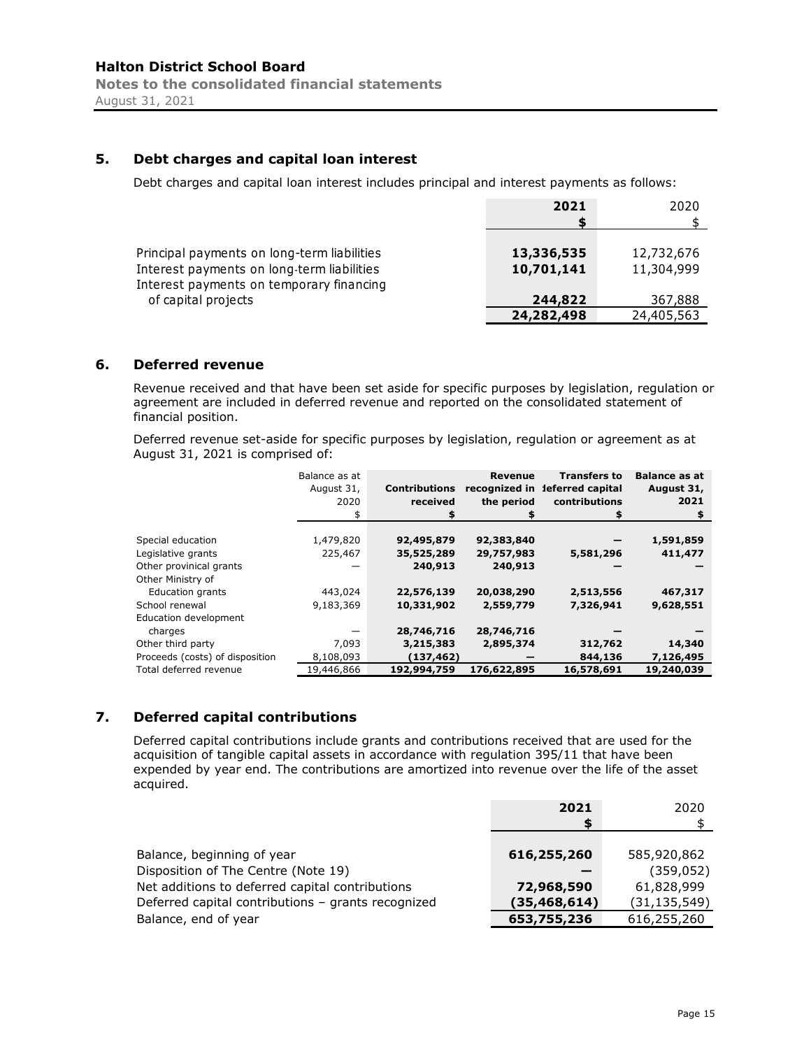## 5. Debt charges and capital loan interest

Debt charges and capital loan interest includes principal and interest payments as follows:

| | **2021** | 2020 |
|---|---|---|
| | **$** | $ |
| Principal payments on long-term liabilities | **13,336,535** | 12,732,676 |
| Interest payments on long-term liabilities | **10,701,141** | 11,304,999 |
| Interest payments on temporary financing of capital projects | **244,822** | 367,888 |
| | **24,282,498** | 24,405,563 |

## 6. Deferred revenue

Revenue received and that have been set aside for specific purposes by legislation, regulation or agreement are included in deferred revenue and reported on the consolidated statement of financial position.

Deferred revenue set-aside for specific purposes by legislation, regulation or agreement as at August 31, 2021 is comprised of:

| | Balance as at August 31, 2020 | **Contributions received** | **Revenue recognized in the period** | **Transfers to deferred capital contributions** | **Balance as at August 31, 2021** |
|---|---|---|---|---|---|
| | $ | **$** | **$** | **$** | **$** |
| Special education | 1,479,820 | **92,495,879** | **92,383,840** | **—** | **1,591,859** |
| Legislative grants | 225,467 | **35,525,289** | **29,757,983** | **5,581,296** | **411,477** |
| Other provincial grants | — | **240,913** | **240,913** | **—** | **—** |
| Other Ministry of Education grants | 443,024 | **22,576,139** | **20,038,290** | **2,513,556** | **467,317** |
| School renewal | 9,183,369 | **10,331,902** | **2,559,779** | **7,326,941** | **9,628,551** |
| Education development charges | — | **28,746,716** | **28,746,716** | **—** | **—** |
| Other third party | 7,093 | **3,215,383** | **2,895,374** | **312,762** | **14,340** |
| Proceeds (costs) of disposition | 8,108,093 | **(137,462)** | **—** | **844,136** | **7,126,495** |
| Total deferred revenue | 19,446,866 | **192,994,759** | **176,622,895** | **16,578,691** | **19,240,039** |

## 7. Deferred capital contributions

Deferred capital contributions include grants and contributions received that are used for the acquisition of tangible capital assets in accordance with regulation 395/11 that have been expended by year end. The contributions are amortized into revenue over the life of the asset acquired.

| | **2021** | 2020 |
|---|---|---|
| | **$** | $ |
| Balance, beginning of year | **616,255,260** | 585,920,862 |
| Disposition of The Centre (Note 19) | **—** | (359,052) |
| Net additions to deferred capital contributions | **72,968,590** | 61,828,999 |
| Deferred capital contributions – grants recognized | **(35,468,614)** | (31,135,549) |
| Balance, end of year | **653,755,236** | 616,255,260 |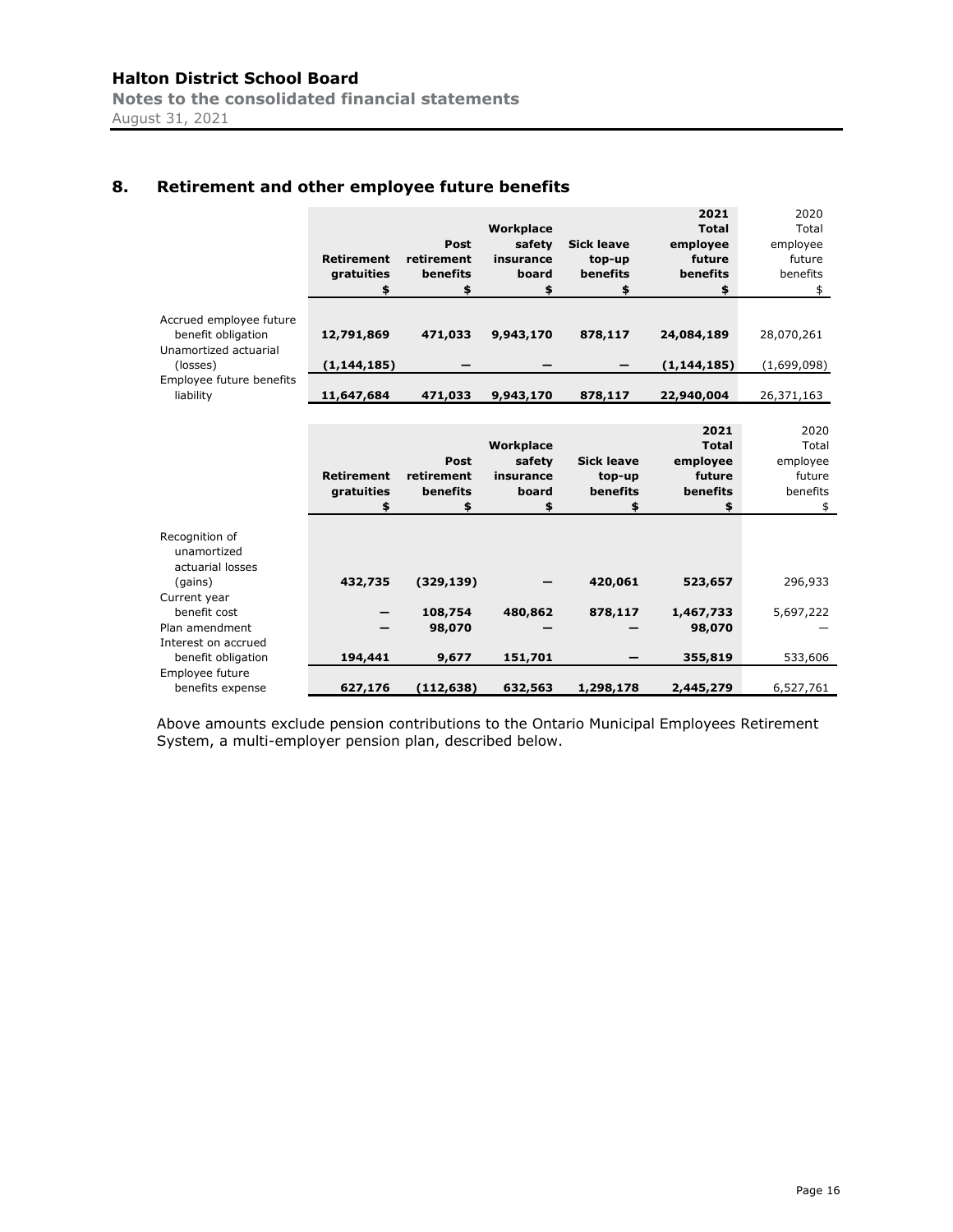**Halton District School Board**
**Notes to the consolidated financial statements**
August 31, 2021

## 8. Retirement and other employee future benefits

| | **Retirement gratuities** **$** | **Post retirement benefits** **$** | **Workplace safety insurance board** **$** | **Sick leave top-up benefits** **$** | **2021 Total employee future benefits** **$** | 2020 Total employee future benefits $ |
|---|---|---|---|---|---|---|
| Accrued employee future benefit obligation | **12,791,869** | **471,033** | **9,943,170** | **878,117** | **24,084,189** | 28,070,261 |
| Unamortized actuarial (losses) | **(1,144,185)** | **—** | **—** | **—** | **(1,144,185)** | (1,699,098) |
| Employee future benefits liability | **11,647,684** | **471,033** | **9,943,170** | **878,117** | **22,940,004** | 26,371,163 |

| | **Retirement gratuities** **$** | **Post retirement benefits** **$** | **Workplace safety insurance board** **$** | **Sick leave top-up benefits** **$** | **2021 Total employee future benefits** **$** | 2020 Total employee future benefits $ |
|---|---|---|---|---|---|---|
| Recognition of unamortized actuarial losses (gains) | **432,735** | **(329,139)** | **—** | **420,061** | **523,657** | 296,933 |
| Current year benefit cost | **—** | **108,754** | **480,862** | **878,117** | **1,467,733** | 5,697,222 |
| Plan amendment | **—** | **98,070** | **—** | **—** | **98,070** | — |
| Interest on accrued benefit obligation | **194,441** | **9,677** | **151,701** | **—** | **355,819** | 533,606 |
| Employee future benefits expense | **627,176** | **(112,638)** | **632,563** | **1,298,178** | **2,445,279** | 6,527,761 |

Above amounts exclude pension contributions to the Ontario Municipal Employees Retirement System, a multi-employer pension plan, described below.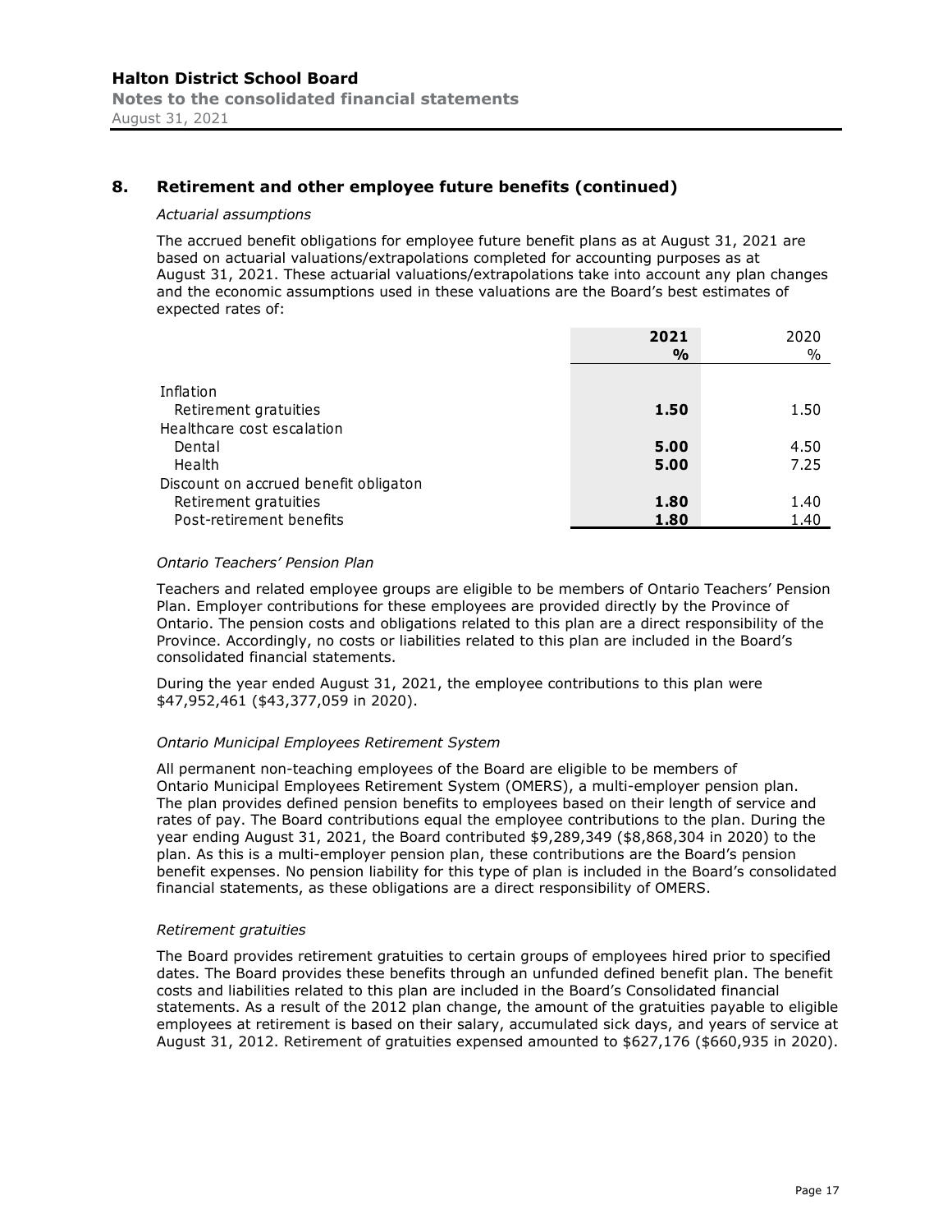## 8. Retirement and other employee future benefits (continued)

*Actuarial assumptions*

The accrued benefit obligations for employee future benefit plans as at August 31, 2021 are based on actuarial valuations/extrapolations completed for accounting purposes as at August 31, 2021. These actuarial valuations/extrapolations take into account any plan changes and the economic assumptions used in these valuations are the Board's best estimates of expected rates of:

| | **2021** | 2020 |
|---|---|---|
| | **%** | % |
| Inflation | | |
| Retirement gratuities | **1.50** | 1.50 |
| Healthcare cost escalation | | |
| Dental | **5.00** | 4.50 |
| Health | **5.00** | 7.25 |
| Discount on accrued benefit obligaton | | |
| Retirement gratuities | **1.80** | 1.40 |
| Post-retirement benefits | **1.80** | 1.40 |

*Ontario Teachers' Pension Plan*

Teachers and related employee groups are eligible to be members of Ontario Teachers' Pension Plan. Employer contributions for these employees are provided directly by the Province of Ontario. The pension costs and obligations related to this plan are a direct responsibility of the Province. Accordingly, no costs or liabilities related to this plan are included in the Board's consolidated financial statements.

During the year ended August 31, 2021, the employee contributions to this plan were $47,952,461 ($43,377,059 in 2020).

*Ontario Municipal Employees Retirement System*

All permanent non-teaching employees of the Board are eligible to be members of Ontario Municipal Employees Retirement System (OMERS), a multi-employer pension plan. The plan provides defined pension benefits to employees based on their length of service and rates of pay. The Board contributions equal the employee contributions to the plan. During the year ending August 31, 2021, the Board contributed $9,289,349 ($8,868,304 in 2020) to the plan. As this is a multi-employer pension plan, these contributions are the Board's pension benefit expenses. No pension liability for this type of plan is included in the Board's consolidated financial statements, as these obligations are a direct responsibility of OMERS.

*Retirement gratuities*

The Board provides retirement gratuities to certain groups of employees hired prior to specified dates. The Board provides these benefits through an unfunded defined benefit plan. The benefit costs and liabilities related to this plan are included in the Board's Consolidated financial statements. As a result of the 2012 plan change, the amount of the gratuities payable to eligible employees at retirement is based on their salary, accumulated sick days, and years of service at August 31, 2012. Retirement of gratuities expensed amounted to $627,176 ($660,935 in 2020).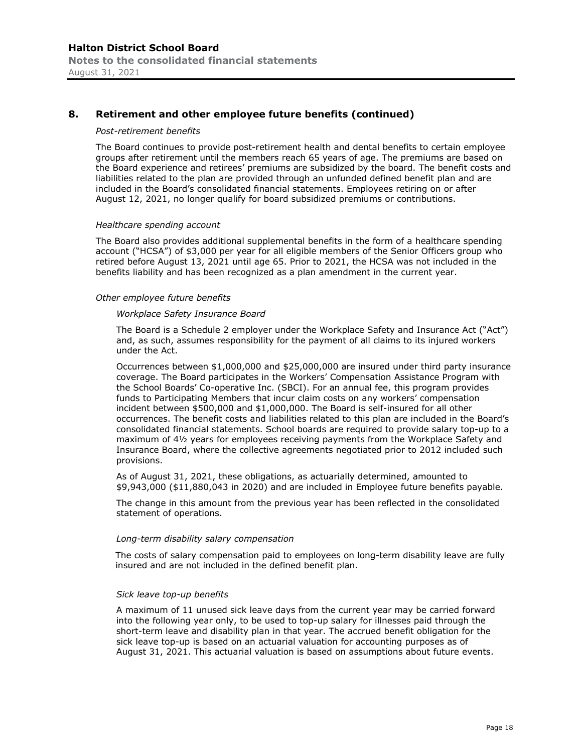## 8. Retirement and other employee future benefits (continued)

*Post-retirement benefits*

The Board continues to provide post-retirement health and dental benefits to certain employee groups after retirement until the members reach 65 years of age. The premiums are based on the Board experience and retirees' premiums are subsidized by the board. The benefit costs and liabilities related to the plan are provided through an unfunded defined benefit plan and are included in the Board's consolidated financial statements. Employees retiring on or after August 12, 2021, no longer qualify for board subsidized premiums or contributions.

*Healthcare spending account*

The Board also provides additional supplemental benefits in the form of a healthcare spending account ("HCSA") of $3,000 per year for all eligible members of the Senior Officers group who retired before August 13, 2021 until age 65. Prior to 2021, the HCSA was not included in the benefits liability and has been recognized as a plan amendment in the current year.

*Other employee future benefits*

*Workplace Safety Insurance Board*

The Board is a Schedule 2 employer under the Workplace Safety and Insurance Act ("Act") and, as such, assumes responsibility for the payment of all claims to its injured workers under the Act.

Occurrences between $1,000,000 and $25,000,000 are insured under third party insurance coverage. The Board participates in the Workers' Compensation Assistance Program with the School Boards' Co-operative Inc. (SBCI). For an annual fee, this program provides funds to Participating Members that incur claim costs on any workers' compensation incident between $500,000 and $1,000,000. The Board is self-insured for all other occurrences. The benefit costs and liabilities related to this plan are included in the Board's consolidated financial statements. School boards are required to provide salary top-up to a maximum of 4½ years for employees receiving payments from the Workplace Safety and Insurance Board, where the collective agreements negotiated prior to 2012 included such provisions.

As of August 31, 2021, these obligations, as actuarially determined, amounted to $9,943,000 ($11,880,043 in 2020) and are included in Employee future benefits payable.

The change in this amount from the previous year has been reflected in the consolidated statement of operations.

*Long-term disability salary compensation*

The costs of salary compensation paid to employees on long-term disability leave are fully insured and are not included in the defined benefit plan.

*Sick leave top-up benefits*

A maximum of 11 unused sick leave days from the current year may be carried forward into the following year only, to be used to top-up salary for illnesses paid through the short-term leave and disability plan in that year. The accrued benefit obligation for the sick leave top-up is based on an actuarial valuation for accounting purposes as of August 31, 2021. This actuarial valuation is based on assumptions about future events.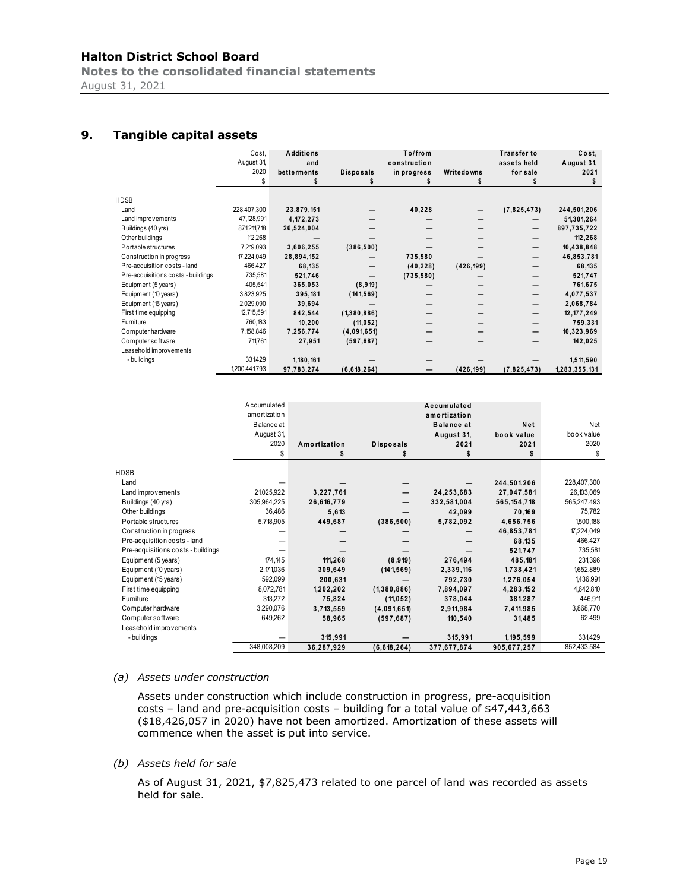## 9. Tangible capital assets

| | Cost, August 31, 2020 $ | Additions and betterments $ | Disposals $ | To/from construction in progress $ | Writedowns $ | Transfer to assets held for sale $ | Cost, August 31, 2021 $ |
|---|---|---|---|---|---|---|---|
| HDSB | | | | | | | |
| Land | 228,407,300 | 23,879,151 | — | 40,228 | — | (7,825,473) | 244,501,206 |
| Land improvements | 47,128,991 | 4,172,273 | — | — | — | — | 51,301,264 |
| Buildings (40 yrs) | 871,211,718 | 26,524,004 | — | — | — | — | 897,735,722 |
| Other buildings | 112,268 | — | — | — | — | — | 112,268 |
| Portable structures | 7,219,093 | 3,606,255 | (386,500) | — | — | — | 10,438,848 |
| Construction in progress | 17,224,049 | 28,894,152 | — | 735,580 | — | — | 46,853,781 |
| Pre-acquisition costs - land | 466,427 | 68,135 | — | (40,228) | (426,199) | — | 68,135 |
| Pre-acquisitions costs - buildings | 735,581 | 521,746 | — | (735,580) | — | — | 521,747 |
| Equipment (5 years) | 405,541 | 365,053 | (8,919) | — | — | — | 761,675 |
| Equipment (10 years) | 3,823,925 | 395,181 | (141,569) | — | — | — | 4,077,537 |
| Equipment (15 years) | 2,029,090 | 39,694 | — | — | — | — | 2,068,784 |
| First time equipping | 12,715,591 | 842,544 | (1,380,886) | — | — | — | 12,177,249 |
| Furniture | 760,183 | 10,200 | (11,052) | — | — | — | 759,331 |
| Computer hardware | 7,158,846 | 7,256,774 | (4,091,651) | — | — | — | 10,323,969 |
| Computer software | 711,761 | 27,951 | (597,687) | — | — | — | 142,025 |
| Leasehold improvements | | | | | | | |
| - buildings | 331,429 | 1,180,161 | — | — | — | — | 1,511,590 |
| | 1,200,441,793 | 97,783,274 | (6,618,264) | — | (426,199) | (7,825,473) | 1,283,355,131 |

| | Accumulated amortization Balance at August 31, 2020 $ | Amortization $ | Disposals $ | Accumulated amortization Balance at August 31, 2021 $ | Net book value 2021 $ | Net book value 2020 $ |
|---|---|---|---|---|---|---|
| HDSB | | | | | | |
| Land | — | — | — | — | 244,501,206 | 228,407,300 |
| Land improvements | 21,025,922 | 3,227,761 | — | 24,253,683 | 27,047,581 | 26,103,069 |
| Buildings (40 yrs) | 305,964,225 | 26,616,779 | — | 332,581,004 | 565,154,718 | 565,247,493 |
| Other buildings | 36,486 | 5,613 | — | 42,099 | 70,169 | 75,782 |
| Portable structures | 5,718,905 | 449,687 | (386,500) | 5,782,092 | 4,656,756 | 1,500,188 |
| Construction in progress | — | — | — | — | 46,853,781 | 17,224,049 |
| Pre-acquisition costs - land | — | — | — | — | 68,135 | 466,427 |
| Pre-acquisitions costs - buildings | — | — | — | — | 521,747 | 735,581 |
| Equipment (5 years) | 174,145 | 111,268 | (8,919) | 276,494 | 485,181 | 231,396 |
| Equipment (10 years) | 2,171,036 | 309,649 | (141,569) | 2,339,116 | 1,738,421 | 1,652,889 |
| Equipment (15 years) | 592,099 | 200,631 | — | 792,730 | 1,276,054 | 1,436,991 |
| First time equipping | 8,072,781 | 1,202,202 | (1,380,886) | 7,894,097 | 4,283,152 | 4,642,810 |
| Furniture | 313,272 | 75,824 | (11,052) | 378,044 | 381,287 | 446,911 |
| Computer hardware | 3,290,076 | 3,713,559 | (4,091,651) | 2,911,984 | 7,411,985 | 3,868,770 |
| Computer software | 649,262 | 58,965 | (597,687) | 110,540 | 31,485 | 62,499 |
| Leasehold improvements | | | | | | |
| - buildings | — | 315,991 | — | 315,991 | 1,195,599 | 331,429 |
| | 348,008,209 | 36,287,929 | (6,618,264) | 377,677,874 | 905,677,257 | 852,433,584 |

*(a) Assets under construction*

Assets under construction which include construction in progress, pre-acquisition costs – land and pre-acquisition costs – building for a total value of $47,443,663 ($18,426,057 in 2020) have not been amortized. Amortization of these assets will commence when the asset is put into service.

*(b) Assets held for sale*

As of August 31, 2021, $7,825,473 related to one parcel of land was recorded as assets held for sale.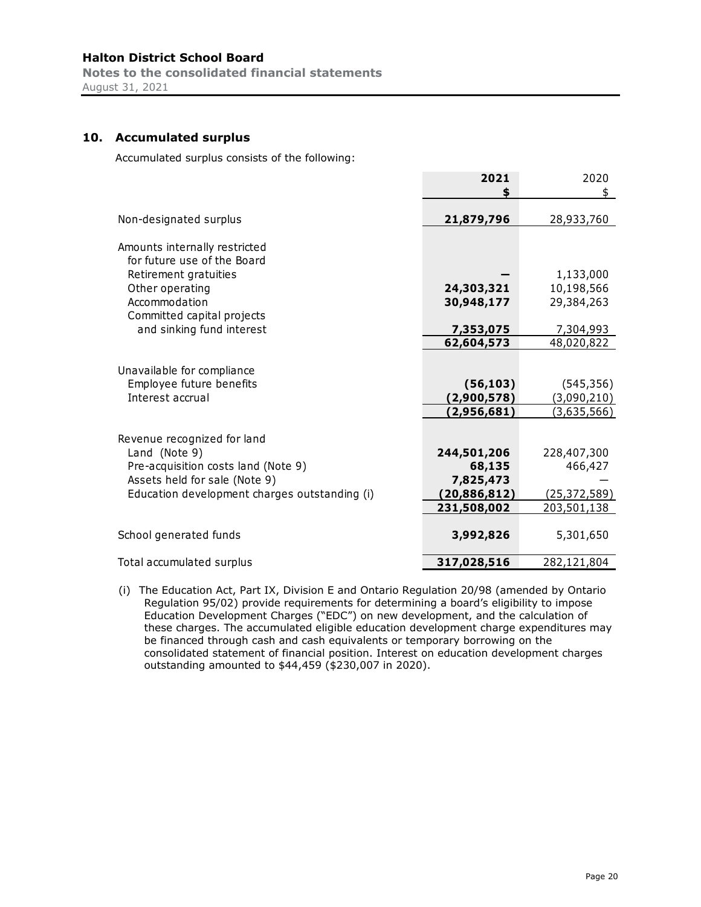## 10. Accumulated surplus

Accumulated surplus consists of the following:

| | 2021 | 2020 |
|---|---|---|
| | $ | $ |
| Non-designated surplus | **21,879,796** | 28,933,760 |
| Amounts internally restricted for future use of the Board | | |
| Retirement gratuities | **—** | 1,133,000 |
| Other operating | **24,303,321** | 10,198,566 |
| Accommodation | **30,948,177** | 29,384,263 |
| Committed capital projects and sinking fund interest | **7,353,075** | 7,304,993 |
| | **62,604,573** | 48,020,822 |
| Unavailable for compliance | | |
| Employee future benefits | **(56,103)** | (545,356) |
| Interest accrual | **(2,900,578)** | (3,090,210) |
| | **(2,956,681)** | (3,635,566) |
| Revenue recognized for land | | |
| Land (Note 9) | **244,501,206** | 228,407,300 |
| Pre-acquisition costs land (Note 9) | **68,135** | 466,427 |
| Assets held for sale (Note 9) | **7,825,473** | — |
| Education development charges outstanding (i) | **(20,886,812)** | (25,372,589) |
| | **231,508,002** | 203,501,138 |
| School generated funds | **3,992,826** | 5,301,650 |
| Total accumulated surplus | **317,028,516** | 282,121,804 |

(i) The Education Act, Part IX, Division E and Ontario Regulation 20/98 (amended by Ontario Regulation 95/02) provide requirements for determining a board's eligibility to impose Education Development Charges ("EDC") on new development, and the calculation of these charges. The accumulated eligible education development charge expenditures may be financed through cash and cash equivalents or temporary borrowing on the consolidated statement of financial position. Interest on education development charges outstanding amounted to $44,459 ($230,007 in 2020).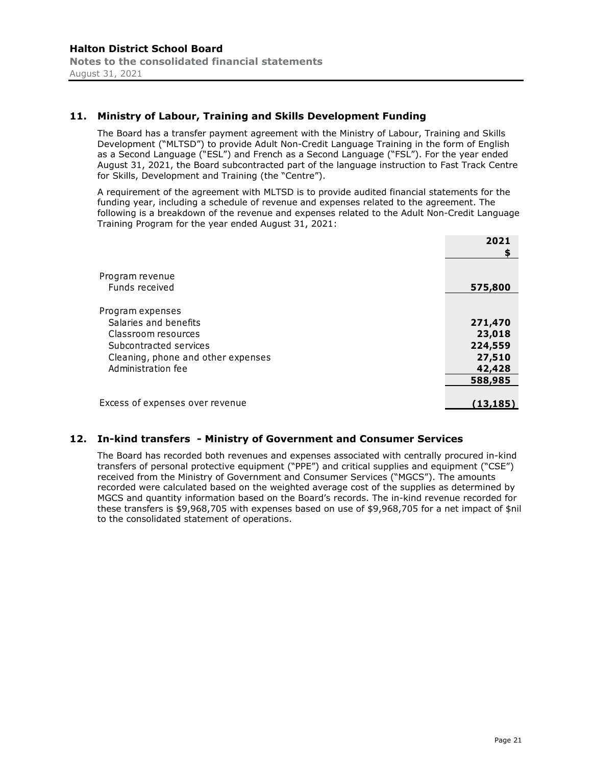## 11. Ministry of Labour, Training and Skills Development Funding

The Board has a transfer payment agreement with the Ministry of Labour, Training and Skills Development ("MLTSD") to provide Adult Non-Credit Language Training in the form of English as a Second Language ("ESL") and French as a Second Language ("FSL"). For the year ended August 31, 2021, the Board subcontracted part of the language instruction to Fast Track Centre for Skills, Development and Training (the "Centre").

A requirement of the agreement with MLTSD is to provide audited financial statements for the funding year, including a schedule of revenue and expenses related to the agreement. The following is a breakdown of the revenue and expenses related to the Adult Non-Credit Language Training Program for the year ended August 31, 2021:

| | 2021 $ |
|---|---|
| Program revenue | |
| Funds received | **575,800** |
| | |
| Program expenses | |
| Salaries and benefits | **271,470** |
| Classroom resources | **23,018** |
| Subcontracted services | **224,559** |
| Cleaning, phone and other expenses | **27,510** |
| Administration fee | **42,428** |
| | **588,985** |
| | |
| Excess of expenses over revenue | **(13,185)** |

## 12. In-kind transfers - Ministry of Government and Consumer Services

The Board has recorded both revenues and expenses associated with centrally procured in-kind transfers of personal protective equipment ("PPE") and critical supplies and equipment ("CSE") received from the Ministry of Government and Consumer Services ("MGCS"). The amounts recorded were calculated based on the weighted average cost of the supplies as determined by MGCS and quantity information based on the Board's records. The in-kind revenue recorded for these transfers is $9,968,705 with expenses based on use of $9,968,705 for a net impact of $nil to the consolidated statement of operations.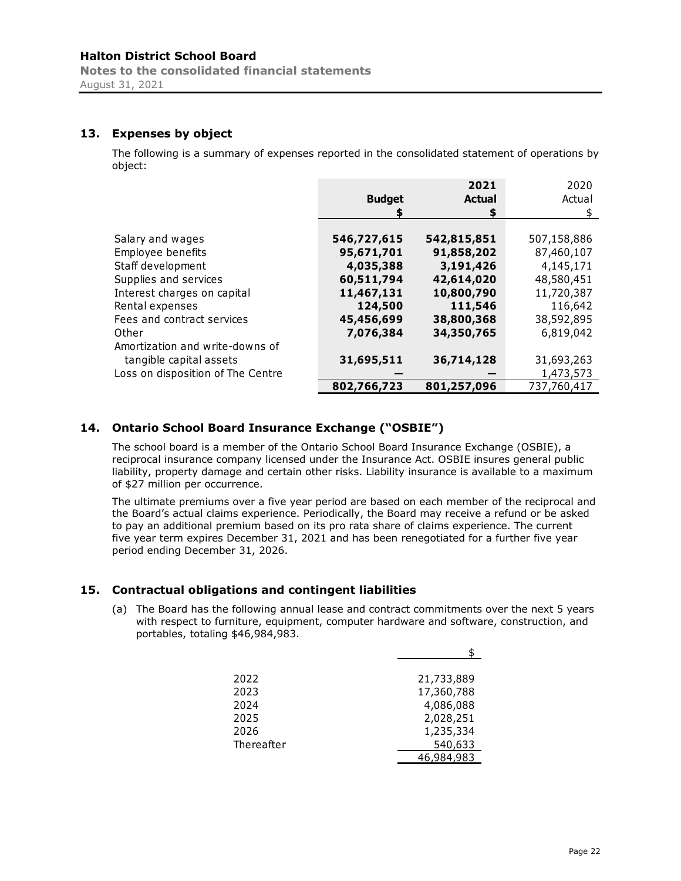## 13. Expenses by object

The following is a summary of expenses reported in the consolidated statement of operations by object:

| | Budget | 2021 Actual | 2020 Actual |
|---|---|---|---|
| | $ | $ | $ |
| Salary and wages | **546,727,615** | **542,815,851** | 507,158,886 |
| Employee benefits | **95,671,701** | **91,858,202** | 87,460,107 |
| Staff development | **4,035,388** | **3,191,426** | 4,145,171 |
| Supplies and services | **60,511,794** | **42,614,020** | 48,580,451 |
| Interest charges on capital | **11,467,131** | **10,800,790** | 11,720,387 |
| Rental expenses | **124,500** | **111,546** | 116,642 |
| Fees and contract services | **45,456,699** | **38,800,368** | 38,592,895 |
| Other | **7,076,384** | **34,350,765** | 6,819,042 |
| Amortization and write-downs of tangible capital assets | **31,695,511** | **36,714,128** | 31,693,263 |
| Loss on disposition of The Centre | **—** | **—** | 1,473,573 |
| | **802,766,723** | **801,257,096** | 737,760,417 |

## 14. Ontario School Board Insurance Exchange ("OSBIE")

The school board is a member of the Ontario School Board Insurance Exchange (OSBIE), a reciprocal insurance company licensed under the Insurance Act. OSBIE insures general public liability, property damage and certain other risks. Liability insurance is available to a maximum of $27 million per occurrence.

The ultimate premiums over a five year period are based on each member of the reciprocal and the Board's actual claims experience. Periodically, the Board may receive a refund or be asked to pay an additional premium based on its pro rata share of claims experience. The current five year term expires December 31, 2021 and has been renegotiated for a further five year period ending December 31, 2026.

## 15. Contractual obligations and contingent liabilities

(a) The Board has the following annual lease and contract commitments over the next 5 years with respect to furniture, equipment, computer hardware and software, construction, and portables, totaling $46,984,983.

| | $ |
|---|---|
| 2022 | 21,733,889 |
| 2023 | 17,360,788 |
| 2024 | 4,086,088 |
| 2025 | 2,028,251 |
| 2026 | 1,235,334 |
| Thereafter | 540,633 |
| | 46,984,983 |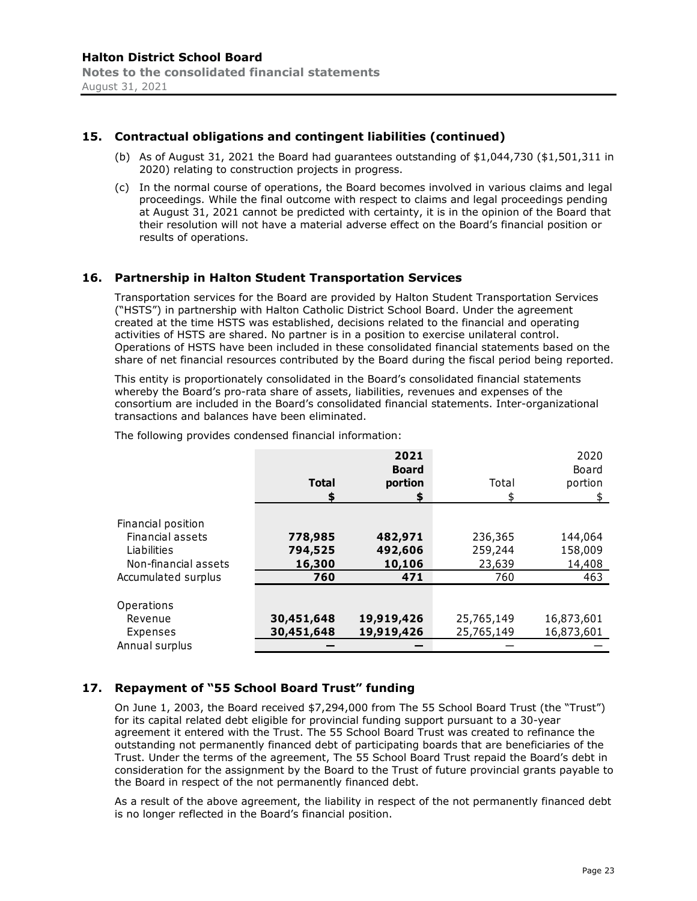## 15. Contractual obligations and contingent liabilities (continued)

(b) As of August 31, 2021 the Board had guarantees outstanding of $1,044,730 ($1,501,311 in 2020) relating to construction projects in progress.

(c) In the normal course of operations, the Board becomes involved in various claims and legal proceedings. While the final outcome with respect to claims and legal proceedings pending at August 31, 2021 cannot be predicted with certainty, it is in the opinion of the Board that their resolution will not have a material adverse effect on the Board's financial position or results of operations.

## 16. Partnership in Halton Student Transportation Services

Transportation services for the Board are provided by Halton Student Transportation Services ("HSTS") in partnership with Halton Catholic District School Board. Under the agreement created at the time HSTS was established, decisions related to the financial and operating activities of HSTS are shared. No partner is in a position to exercise unilateral control. Operations of HSTS have been included in these consolidated financial statements based on the share of net financial resources contributed by the Board during the fiscal period being reported.

This entity is proportionately consolidated in the Board's consolidated financial statements whereby the Board's pro-rata share of assets, liabilities, revenues and expenses of the consortium are included in the Board's consolidated financial statements. Inter-organizational transactions and balances have been eliminated.

The following provides condensed financial information:

| | **2021 Total** | **2021 Board portion** | 2020 Total | 2020 Board portion |
|---|---|---|---|---|
| | **$** | **$** | $ | $ |
| Financial position | | | | |
| Financial assets | **778,985** | **482,971** | 236,365 | 144,064 |
| Liabilities | **794,525** | **492,606** | 259,244 | 158,009 |
| Non-financial assets | **16,300** | **10,106** | 23,639 | 14,408 |
| Accumulated surplus | **760** | **471** | 760 | 463 |
| Operations | | | | |
| Revenue | **30,451,648** | **19,919,426** | 25,765,149 | 16,873,601 |
| Expenses | **30,451,648** | **19,919,426** | 25,765,149 | 16,873,601 |
| Annual surplus | **—** | **—** | — | — |

## 17. Repayment of "55 School Board Trust" funding

On June 1, 2003, the Board received $7,294,000 from The 55 School Board Trust (the "Trust") for its capital related debt eligible for provincial funding support pursuant to a 30-year agreement it entered with the Trust. The 55 School Board Trust was created to refinance the outstanding not permanently financed debt of participating boards that are beneficiaries of the Trust. Under the terms of the agreement, The 55 School Board Trust repaid the Board's debt in consideration for the assignment by the Board to the Trust of future provincial grants payable to the Board in respect of the not permanently financed debt.

As a result of the above agreement, the liability in respect of the not permanently financed debt is no longer reflected in the Board's financial position.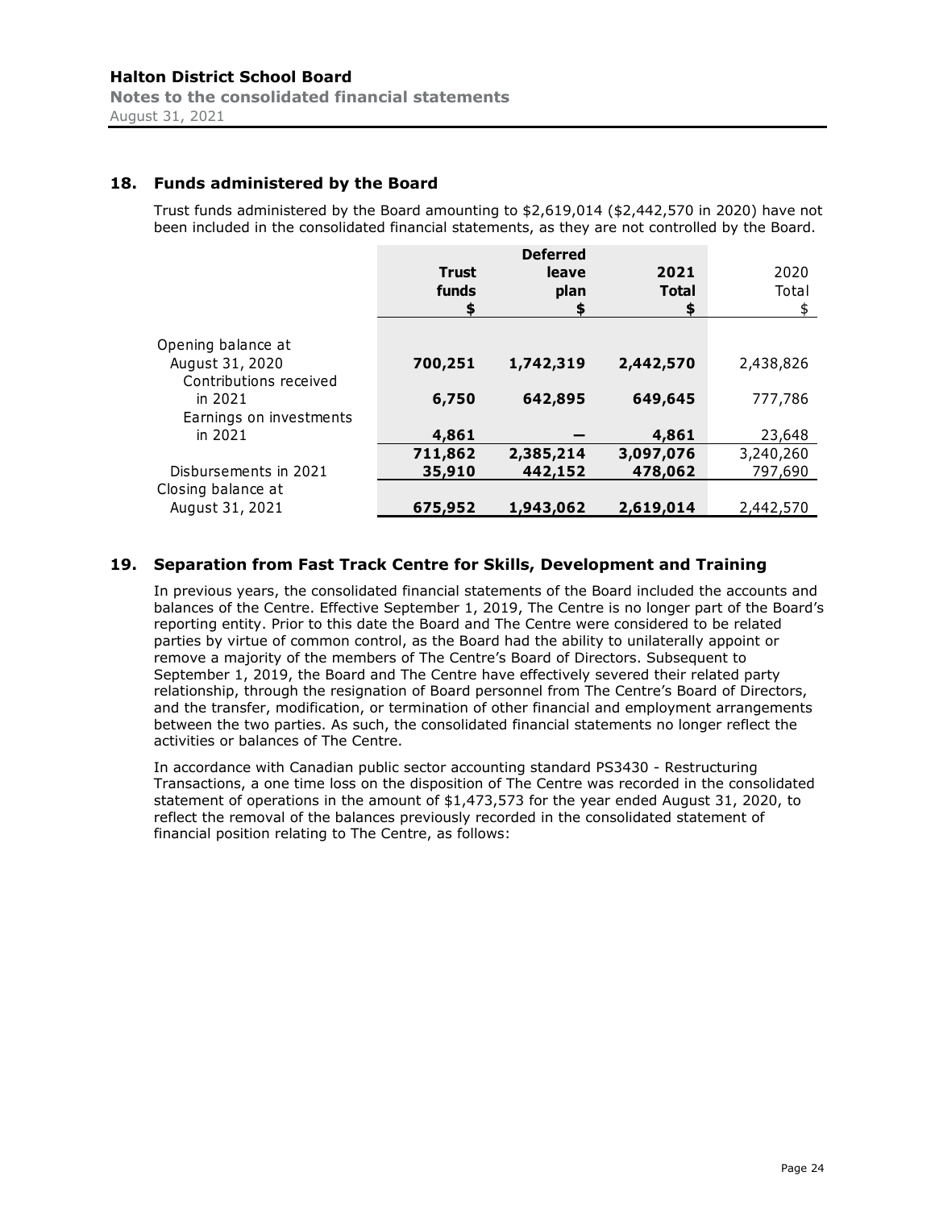## 18. Funds administered by the Board

Trust funds administered by the Board amounting to $2,619,014 ($2,442,570 in 2020) have not been included in the consolidated financial statements, as they are not controlled by the Board.

| | **Trust funds** **$** | **Deferred leave plan** **$** | **2021 Total** **$** | 2020 Total $ |
|---|---|---|---|---|
| Opening balance at August 31, 2020 | **700,251** | **1,742,319** | **2,442,570** | 2,438,826 |
| Contributions received in 2021 | **6,750** | **642,895** | **649,645** | 777,786 |
| Earnings on investments in 2021 | **4,861** | **—** | **4,861** | 23,648 |
| | **711,862** | **2,385,214** | **3,097,076** | 3,240,260 |
| Disbursements in 2021 | **35,910** | **442,152** | **478,062** | 797,690 |
| Closing balance at August 31, 2021 | **675,952** | **1,943,062** | **2,619,014** | 2,442,570 |

## 19. Separation from Fast Track Centre for Skills, Development and Training

In previous years, the consolidated financial statements of the Board included the accounts and balances of the Centre. Effective September 1, 2019, The Centre is no longer part of the Board's reporting entity. Prior to this date the Board and The Centre were considered to be related parties by virtue of common control, as the Board had the ability to unilaterally appoint or remove a majority of the members of The Centre's Board of Directors. Subsequent to September 1, 2019, the Board and The Centre have effectively severed their related party relationship, through the resignation of Board personnel from The Centre's Board of Directors, and the transfer, modification, or termination of other financial and employment arrangements between the two parties. As such, the consolidated financial statements no longer reflect the activities or balances of The Centre.

In accordance with Canadian public sector accounting standard PS3430 - Restructuring Transactions, a one time loss on the disposition of The Centre was recorded in the consolidated statement of operations in the amount of $1,473,573 for the year ended August 31, 2020, to reflect the removal of the balances previously recorded in the consolidated statement of financial position relating to The Centre, as follows: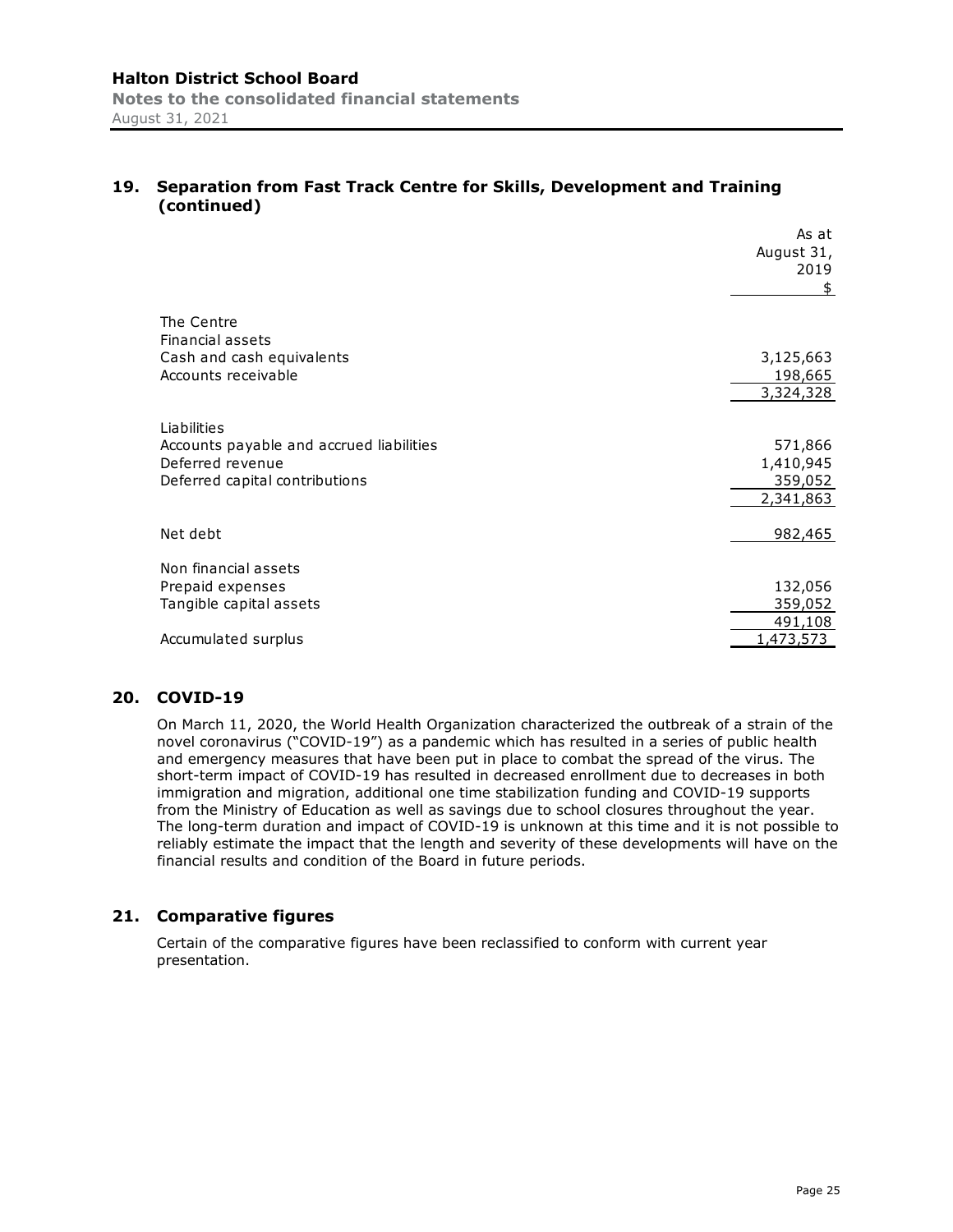## 19. Separation from Fast Track Centre for Skills, Development and Training (continued)

| | As at August 31, 2019 $ |
|---|---|
| The Centre | |
| Financial assets | |
| Cash and cash equivalents | 3,125,663 |
| Accounts receivable | 198,665 |
| | 3,324,328 |
| Liabilities | |
| Accounts payable and accrued liabilities | 571,866 |
| Deferred revenue | 1,410,945 |
| Deferred capital contributions | 359,052 |
| | 2,341,863 |
| Net debt | 982,465 |
| Non financial assets | |
| Prepaid expenses | 132,056 |
| Tangible capital assets | 359,052 |
| | 491,108 |
| Accumulated surplus | 1,473,573 |

## 20. COVID-19

On March 11, 2020, the World Health Organization characterized the outbreak of a strain of the novel coronavirus ("COVID-19") as a pandemic which has resulted in a series of public health and emergency measures that have been put in place to combat the spread of the virus. The short-term impact of COVID-19 has resulted in decreased enrollment due to decreases in both immigration and migration, additional one time stabilization funding and COVID-19 supports from the Ministry of Education as well as savings due to school closures throughout the year. The long-term duration and impact of COVID-19 is unknown at this time and it is not possible to reliably estimate the impact that the length and severity of these developments will have on the financial results and condition of the Board in future periods.

## 21. Comparative figures

Certain of the comparative figures have been reclassified to conform with current year presentation.